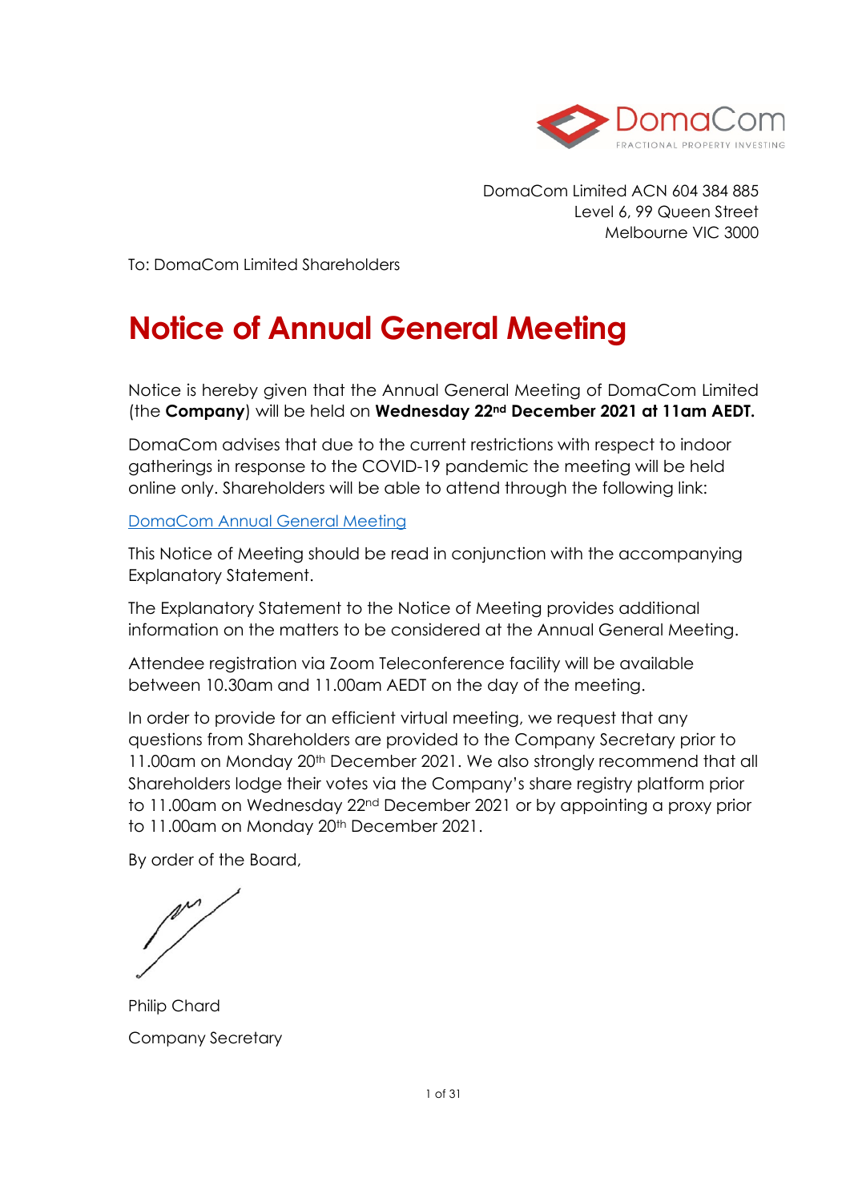DomaCom Limited ACN 604 384 885
Level 6, 99 Queen Street
Melbourne VIC 3000

To: DomaCom Limited Shareholders

# Notice of Annual General Meeting

Notice is hereby given that the Annual General Meeting of DomaCom Limited (the **Company**) will be held on **Wednesday 22nd December 2021 at 11am AEDT.**

DomaCom advises that due to the current restrictions with respect to indoor gatherings in response to the COVID-19 pandemic the meeting will be held online only. Shareholders will be able to attend through the following link:

DomaCom Annual General Meeting

This Notice of Meeting should be read in conjunction with the accompanying Explanatory Statement.

The Explanatory Statement to the Notice of Meeting provides additional information on the matters to be considered at the Annual General Meeting.

Attendee registration via Zoom Teleconference facility will be available between 10.30am and 11.00am AEDT on the day of the meeting.

In order to provide for an efficient virtual meeting, we request that any questions from Shareholders are provided to the Company Secretary prior to 11.00am on Monday 20th December 2021. We also strongly recommend that all Shareholders lodge their votes via the Company's share registry platform prior to 11.00am on Wednesday 22nd December 2021 or by appointing a proxy prior to 11.00am on Monday 20th December 2021.

By order of the Board,

Philip Chard

Company Secretary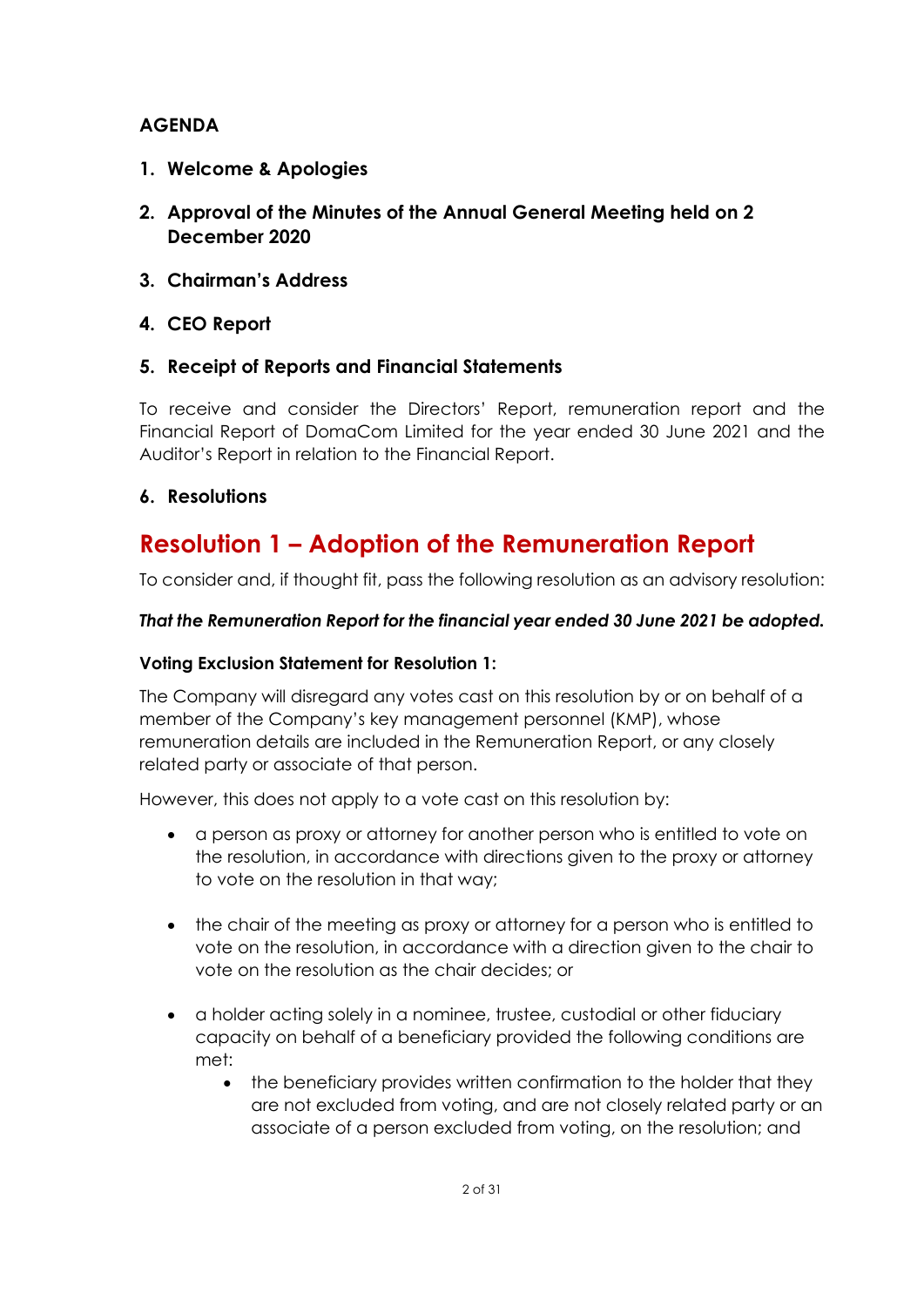## AGENDA

1. **Welcome & Apologies**

2. **Approval of the Minutes of the Annual General Meeting held on 2 December 2020**

3. **Chairman's Address**

4. **CEO Report**

5. **Receipt of Reports and Financial Statements**

To receive and consider the Directors' Report, remuneration report and the Financial Report of DomaCom Limited for the year ended 30 June 2021 and the Auditor's Report in relation to the Financial Report.

6. **Resolutions**

# Resolution 1 – Adoption of the Remuneration Report

To consider and, if thought fit, pass the following resolution as an advisory resolution:

***That the Remuneration Report for the financial year ended 30 June 2021 be adopted.***

**Voting Exclusion Statement for Resolution 1:**

The Company will disregard any votes cast on this resolution by or on behalf of a member of the Company's key management personnel (KMP), whose remuneration details are included in the Remuneration Report, or any closely related party or associate of that person.

However, this does not apply to a vote cast on this resolution by:

- a person as proxy or attorney for another person who is entitled to vote on the resolution, in accordance with directions given to the proxy or attorney to vote on the resolution in that way;

- the chair of the meeting as proxy or attorney for a person who is entitled to vote on the resolution, in accordance with a direction given to the chair to vote on the resolution as the chair decides; or

- a holder acting solely in a nominee, trustee, custodial or other fiduciary capacity on behalf of a beneficiary provided the following conditions are met:
  - the beneficiary provides written confirmation to the holder that they are not excluded from voting, and are not closely related party or an associate of a person excluded from voting, on the resolution; and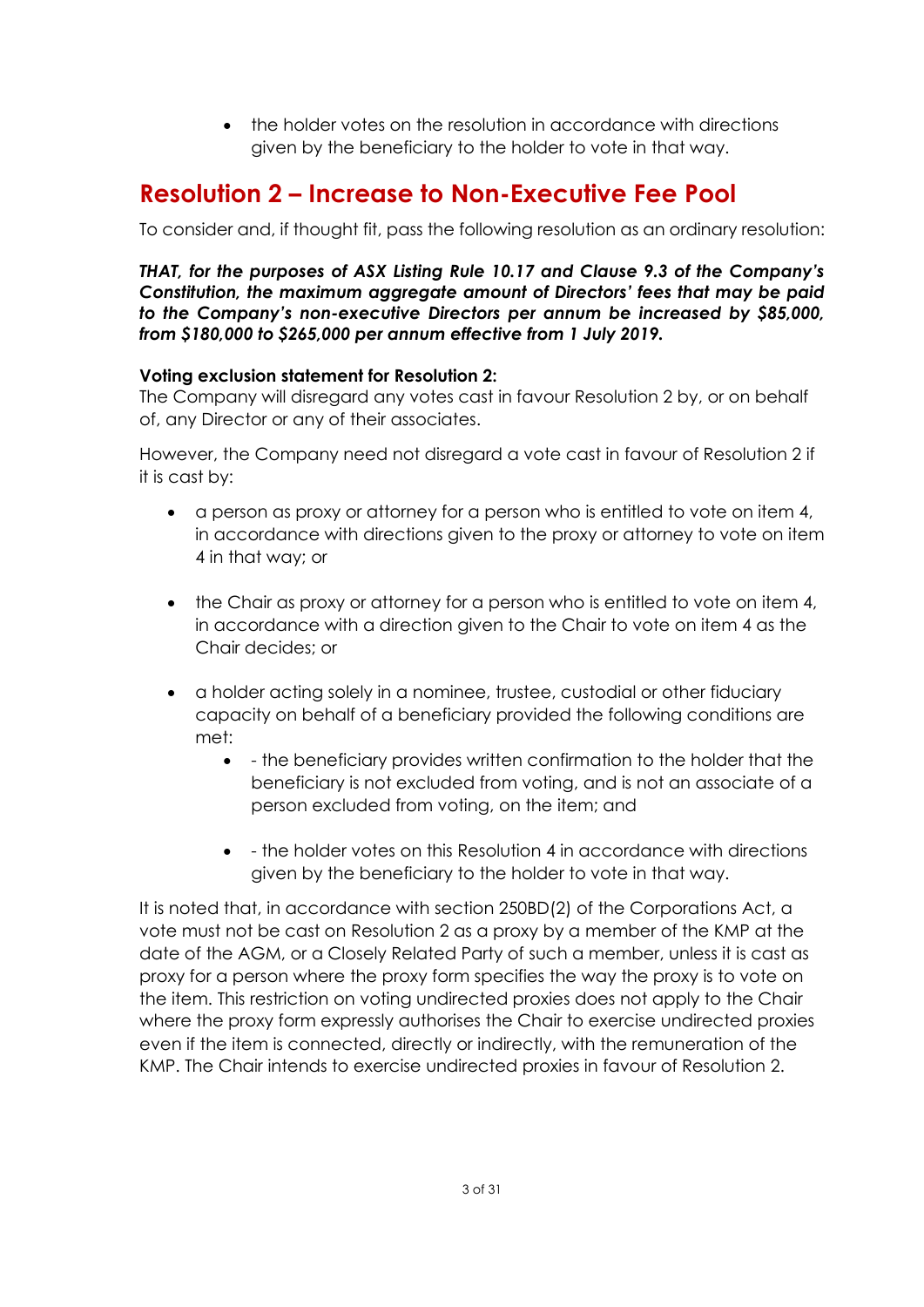- the holder votes on the resolution in accordance with directions given by the beneficiary to the holder to vote in that way.

## Resolution 2 – Increase to Non-Executive Fee Pool

To consider and, if thought fit, pass the following resolution as an ordinary resolution:

***THAT, for the purposes of ASX Listing Rule 10.17 and Clause 9.3 of the Company's Constitution, the maximum aggregate amount of Directors' fees that may be paid to the Company's non-executive Directors per annum be increased by $85,000, from $180,000 to $265,000 per annum effective from 1 July 2019.***

**Voting exclusion statement for Resolution 2:**

The Company will disregard any votes cast in favour Resolution 2 by, or on behalf of, any Director or any of their associates.

However, the Company need not disregard a vote cast in favour of Resolution 2 if it is cast by:

- a person as proxy or attorney for a person who is entitled to vote on item 4, in accordance with directions given to the proxy or attorney to vote on item 4 in that way; or
- the Chair as proxy or attorney for a person who is entitled to vote on item 4, in accordance with a direction given to the Chair to vote on item 4 as the Chair decides; or
- a holder acting solely in a nominee, trustee, custodial or other fiduciary capacity on behalf of a beneficiary provided the following conditions are met:
  - - the beneficiary provides written confirmation to the holder that the beneficiary is not excluded from voting, and is not an associate of a person excluded from voting, on the item; and
  - - the holder votes on this Resolution 4 in accordance with directions given by the beneficiary to the holder to vote in that way.

It is noted that, in accordance with section 250BD(2) of the Corporations Act, a vote must not be cast on Resolution 2 as a proxy by a member of the KMP at the date of the AGM, or a Closely Related Party of such a member, unless it is cast as proxy for a person where the proxy form specifies the way the proxy is to vote on the item. This restriction on voting undirected proxies does not apply to the Chair where the proxy form expressly authorises the Chair to exercise undirected proxies even if the item is connected, directly or indirectly, with the remuneration of the KMP. The Chair intends to exercise undirected proxies in favour of Resolution 2.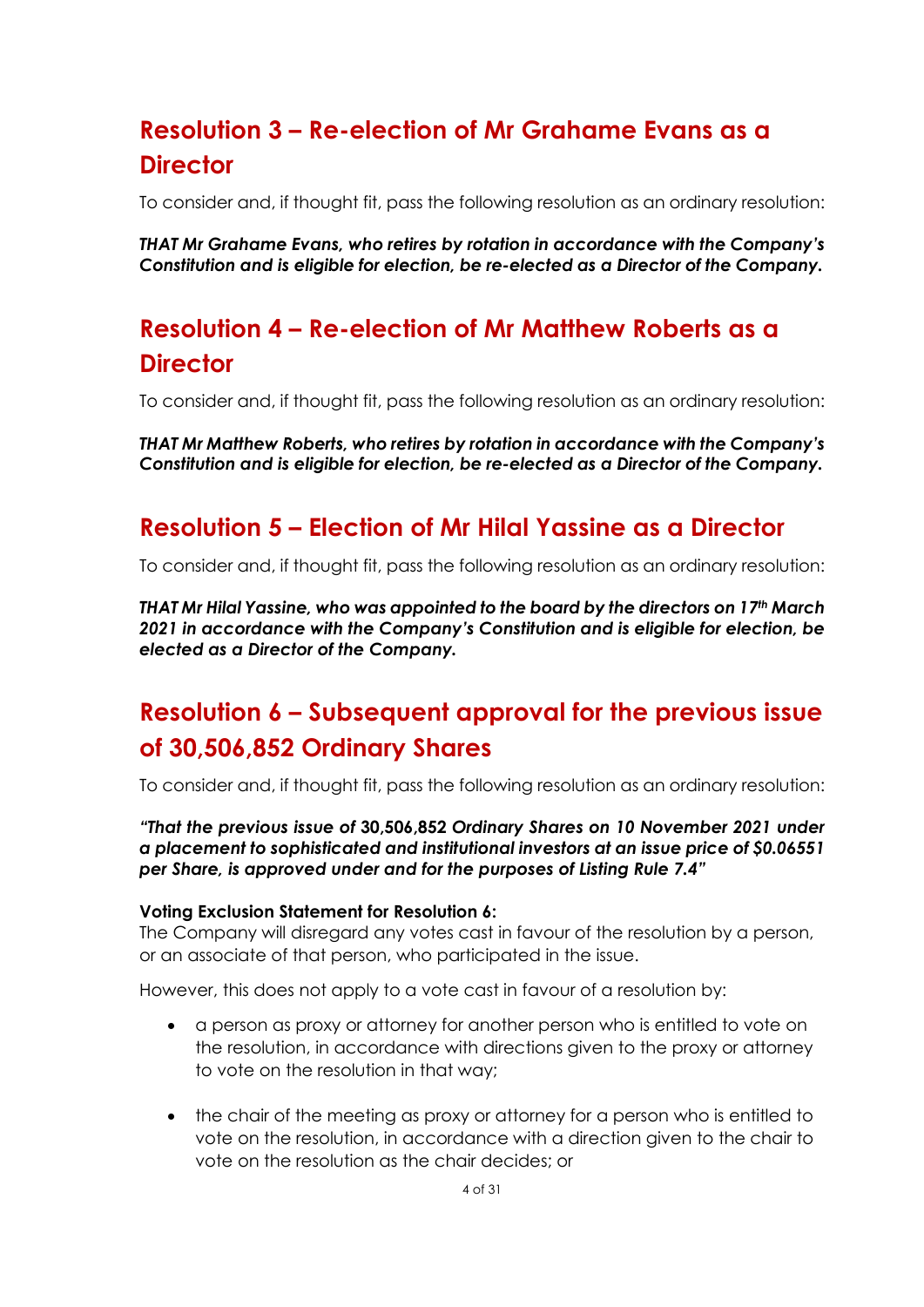## Resolution 3 – Re-election of Mr Grahame Evans as a Director

To consider and, if thought fit, pass the following resolution as an ordinary resolution:

***THAT Mr Grahame Evans, who retires by rotation in accordance with the Company's Constitution and is eligible for election, be re-elected as a Director of the Company.***

## Resolution 4 – Re-election of Mr Matthew Roberts as a Director

To consider and, if thought fit, pass the following resolution as an ordinary resolution:

***THAT Mr Matthew Roberts, who retires by rotation in accordance with the Company's Constitution and is eligible for election, be re-elected as a Director of the Company.***

## Resolution 5 – Election of Mr Hilal Yassine as a Director

To consider and, if thought fit, pass the following resolution as an ordinary resolution:

***THAT Mr Hilal Yassine, who was appointed to the board by the directors on 17th March 2021 in accordance with the Company's Constitution and is eligible for election, be elected as a Director of the Company.***

## Resolution 6 – Subsequent approval for the previous issue of 30,506,852 Ordinary Shares

To consider and, if thought fit, pass the following resolution as an ordinary resolution:

***"That the previous issue of 30,506,852 Ordinary Shares on 10 November 2021 under a placement to sophisticated and institutional investors at an issue price of $0.06551 per Share, is approved under and for the purposes of Listing Rule 7.4"***

**Voting Exclusion Statement for Resolution 6:**
The Company will disregard any votes cast in favour of the resolution by a person, or an associate of that person, who participated in the issue.

However, this does not apply to a vote cast in favour of a resolution by:

- a person as proxy or attorney for another person who is entitled to vote on the resolution, in accordance with directions given to the proxy or attorney to vote on the resolution in that way;
- the chair of the meeting as proxy or attorney for a person who is entitled to vote on the resolution, in accordance with a direction given to the chair to vote on the resolution as the chair decides; or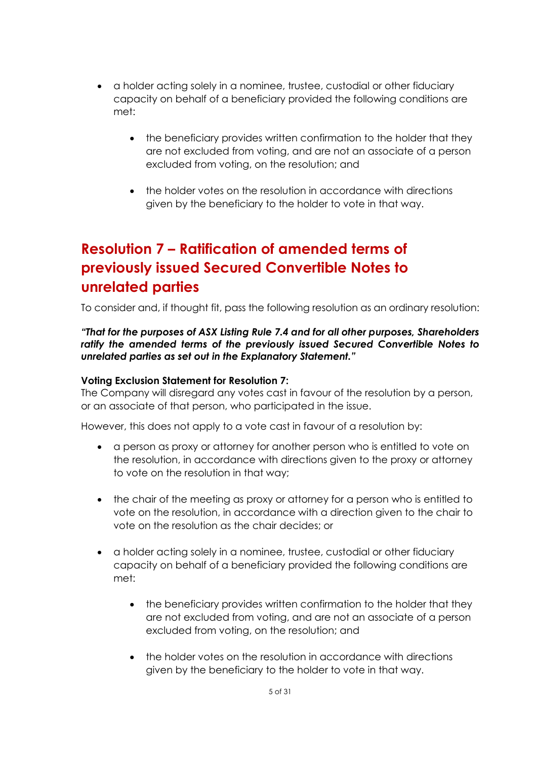- a holder acting solely in a nominee, trustee, custodial or other fiduciary capacity on behalf of a beneficiary provided the following conditions are met:
    - the beneficiary provides written confirmation to the holder that they are not excluded from voting, and are not an associate of a person excluded from voting, on the resolution; and
    - the holder votes on the resolution in accordance with directions given by the beneficiary to the holder to vote in that way.

## Resolution 7 – Ratification of amended terms of previously issued Secured Convertible Notes to unrelated parties

To consider and, if thought fit, pass the following resolution as an ordinary resolution:

***"That for the purposes of ASX Listing Rule 7.4 and for all other purposes, Shareholders ratify the amended terms of the previously issued Secured Convertible Notes to unrelated parties as set out in the Explanatory Statement."***

**Voting Exclusion Statement for Resolution 7:**
The Company will disregard any votes cast in favour of the resolution by a person, or an associate of that person, who participated in the issue.

However, this does not apply to a vote cast in favour of a resolution by:

- a person as proxy or attorney for another person who is entitled to vote on the resolution, in accordance with directions given to the proxy or attorney to vote on the resolution in that way;
- the chair of the meeting as proxy or attorney for a person who is entitled to vote on the resolution, in accordance with a direction given to the chair to vote on the resolution as the chair decides; or
- a holder acting solely in a nominee, trustee, custodial or other fiduciary capacity on behalf of a beneficiary provided the following conditions are met:
    - the beneficiary provides written confirmation to the holder that they are not excluded from voting, and are not an associate of a person excluded from voting, on the resolution; and
    - the holder votes on the resolution in accordance with directions given by the beneficiary to the holder to vote in that way.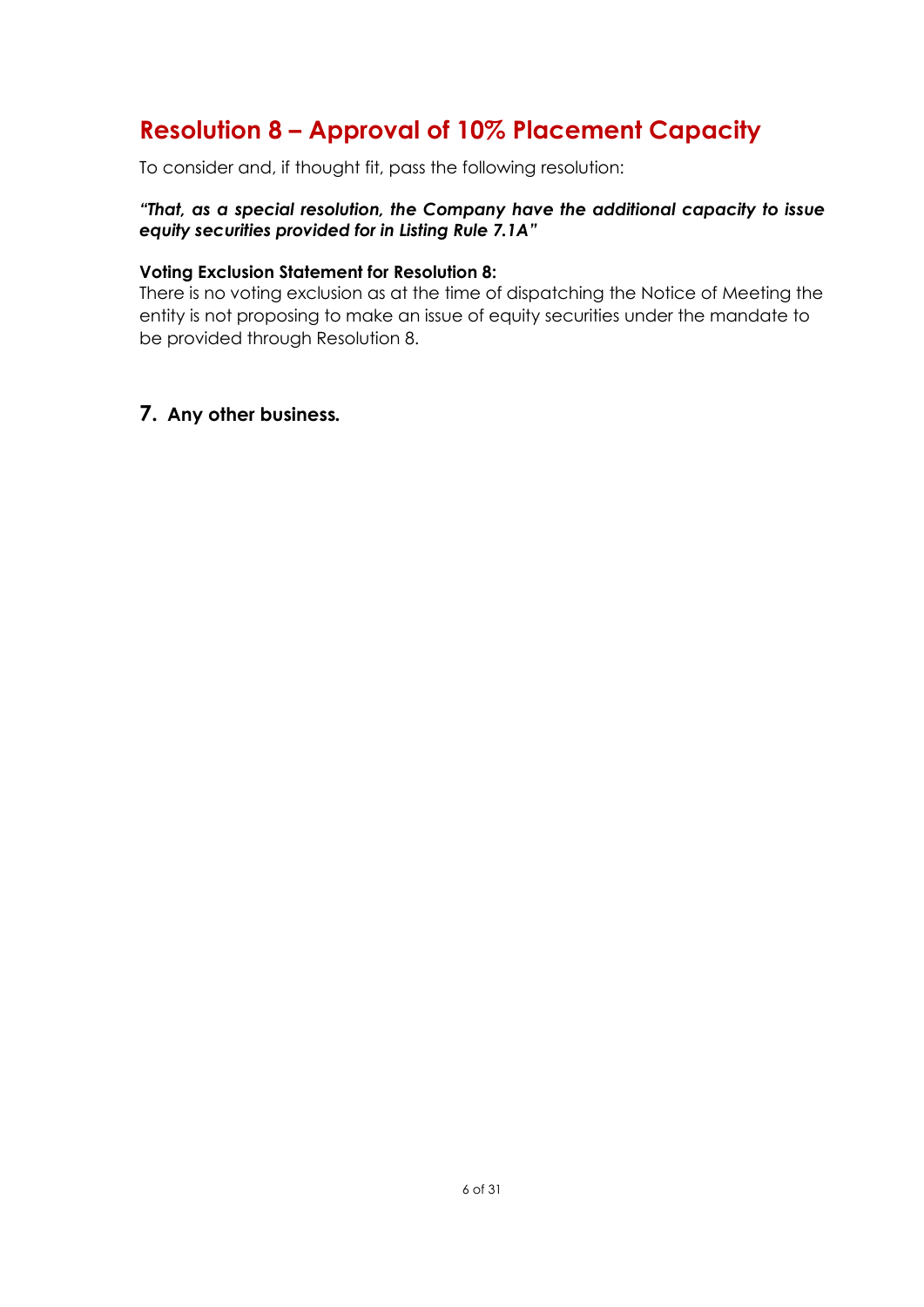## Resolution 8 – Approval of 10% Placement Capacity

To consider and, if thought fit, pass the following resolution:

***"That, as a special resolution, the Company have the additional capacity to issue equity securities provided for in Listing Rule 7.1A"***

**Voting Exclusion Statement for Resolution 8:**
There is no voting exclusion as at the time of dispatching the Notice of Meeting the entity is not proposing to make an issue of equity securities under the mandate to be provided through Resolution 8.

### 7. Any other business.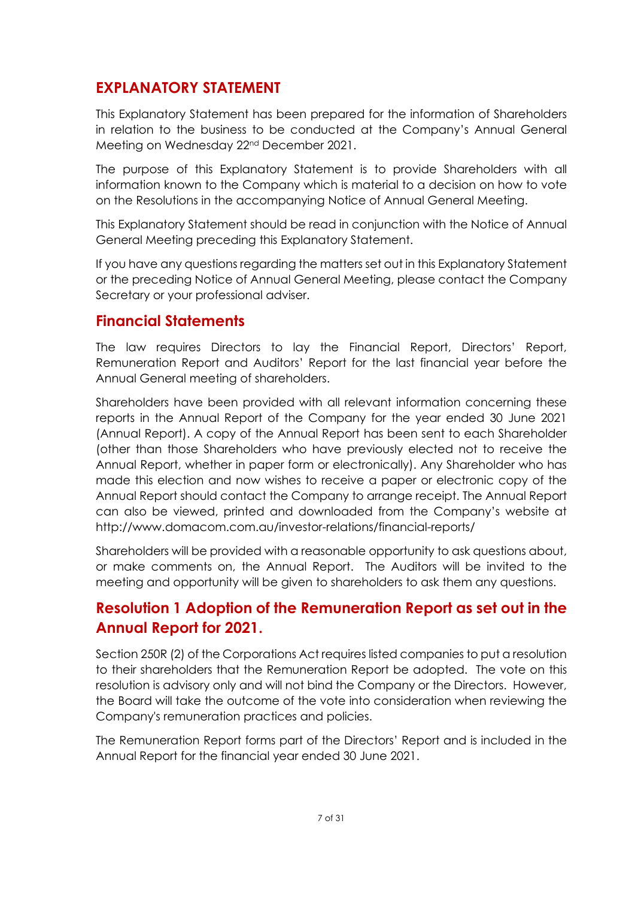## EXPLANATORY STATEMENT

This Explanatory Statement has been prepared for the information of Shareholders in relation to the business to be conducted at the Company's Annual General Meeting on Wednesday 22nd December 2021.

The purpose of this Explanatory Statement is to provide Shareholders with all information known to the Company which is material to a decision on how to vote on the Resolutions in the accompanying Notice of Annual General Meeting.

This Explanatory Statement should be read in conjunction with the Notice of Annual General Meeting preceding this Explanatory Statement.

If you have any questions regarding the matters set out in this Explanatory Statement or the preceding Notice of Annual General Meeting, please contact the Company Secretary or your professional adviser.

## Financial Statements

The law requires Directors to lay the Financial Report, Directors' Report, Remuneration Report and Auditors' Report for the last financial year before the Annual General meeting of shareholders.

Shareholders have been provided with all relevant information concerning these reports in the Annual Report of the Company for the year ended 30 June 2021 (Annual Report). A copy of the Annual Report has been sent to each Shareholder (other than those Shareholders who have previously elected not to receive the Annual Report, whether in paper form or electronically). Any Shareholder who has made this election and now wishes to receive a paper or electronic copy of the Annual Report should contact the Company to arrange receipt. The Annual Report can also be viewed, printed and downloaded from the Company's website at http://www.domacom.com.au/investor-relations/financial-reports/

Shareholders will be provided with a reasonable opportunity to ask questions about, or make comments on, the Annual Report. The Auditors will be invited to the meeting and opportunity will be given to shareholders to ask them any questions.

## Resolution 1 Adoption of the Remuneration Report as set out in the Annual Report for 2021.

Section 250R (2) of the Corporations Act requires listed companies to put a resolution to their shareholders that the Remuneration Report be adopted. The vote on this resolution is advisory only and will not bind the Company or the Directors. However, the Board will take the outcome of the vote into consideration when reviewing the Company's remuneration practices and policies.

The Remuneration Report forms part of the Directors' Report and is included in the Annual Report for the financial year ended 30 June 2021.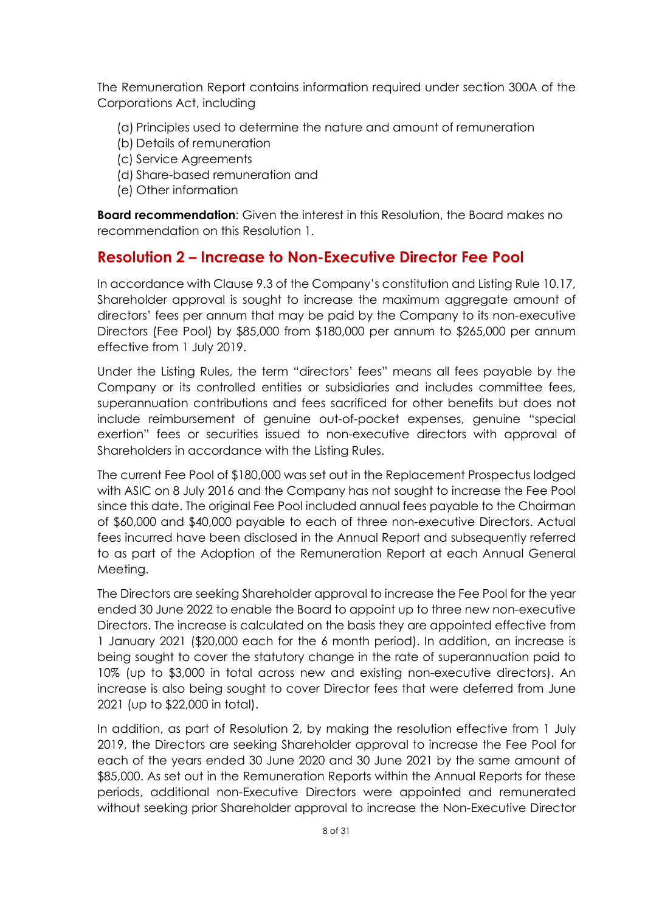The Remuneration Report contains information required under section 300A of the Corporations Act, including

(a) Principles used to determine the nature and amount of remuneration
(b) Details of remuneration
(c) Service Agreements
(d) Share-based remuneration and
(e) Other information

**Board recommendation**: Given the interest in this Resolution, the Board makes no recommendation on this Resolution 1.

## Resolution 2 – Increase to Non-Executive Director Fee Pool

In accordance with Clause 9.3 of the Company's constitution and Listing Rule 10.17, Shareholder approval is sought to increase the maximum aggregate amount of directors' fees per annum that may be paid by the Company to its non-executive Directors (Fee Pool) by $85,000 from $180,000 per annum to $265,000 per annum effective from 1 July 2019.

Under the Listing Rules, the term "directors' fees" means all fees payable by the Company or its controlled entities or subsidiaries and includes committee fees, superannuation contributions and fees sacrificed for other benefits but does not include reimbursement of genuine out-of-pocket expenses, genuine "special exertion" fees or securities issued to non-executive directors with approval of Shareholders in accordance with the Listing Rules.

The current Fee Pool of $180,000 was set out in the Replacement Prospectus lodged with ASIC on 8 July 2016 and the Company has not sought to increase the Fee Pool since this date. The original Fee Pool included annual fees payable to the Chairman of $60,000 and $40,000 payable to each of three non-executive Directors. Actual fees incurred have been disclosed in the Annual Report and subsequently referred to as part of the Adoption of the Remuneration Report at each Annual General Meeting.

The Directors are seeking Shareholder approval to increase the Fee Pool for the year ended 30 June 2022 to enable the Board to appoint up to three new non-executive Directors. The increase is calculated on the basis they are appointed effective from 1 January 2021 ($20,000 each for the 6 month period). In addition, an increase is being sought to cover the statutory change in the rate of superannuation paid to 10% (up to $3,000 in total across new and existing non-executive directors). An increase is also being sought to cover Director fees that were deferred from June 2021 (up to $22,000 in total).

In addition, as part of Resolution 2, by making the resolution effective from 1 July 2019, the Directors are seeking Shareholder approval to increase the Fee Pool for each of the years ended 30 June 2020 and 30 June 2021 by the same amount of $85,000. As set out in the Remuneration Reports within the Annual Reports for these periods, additional non-Executive Directors were appointed and remunerated without seeking prior Shareholder approval to increase the Non-Executive Director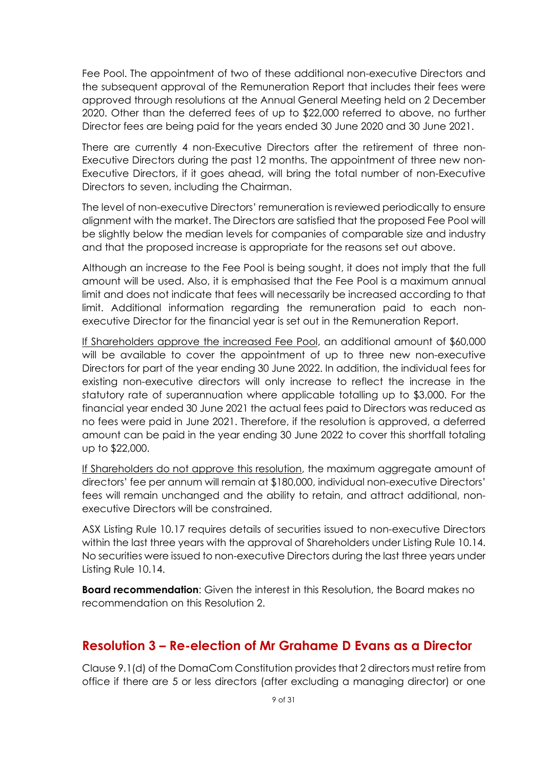Fee Pool. The appointment of two of these additional non-executive Directors and the subsequent approval of the Remuneration Report that includes their fees were approved through resolutions at the Annual General Meeting held on 2 December 2020. Other than the deferred fees of up to $22,000 referred to above, no further Director fees are being paid for the years ended 30 June 2020 and 30 June 2021.

There are currently 4 non-Executive Directors after the retirement of three non-Executive Directors during the past 12 months. The appointment of three new non-Executive Directors, if it goes ahead, will bring the total number of non-Executive Directors to seven, including the Chairman.

The level of non-executive Directors' remuneration is reviewed periodically to ensure alignment with the market. The Directors are satisfied that the proposed Fee Pool will be slightly below the median levels for companies of comparable size and industry and that the proposed increase is appropriate for the reasons set out above.

Although an increase to the Fee Pool is being sought, it does not imply that the full amount will be used. Also, it is emphasised that the Fee Pool is a maximum annual limit and does not indicate that fees will necessarily be increased according to that limit. Additional information regarding the remuneration paid to each non-executive Director for the financial year is set out in the Remuneration Report.

<u>If Shareholders approve the increased Fee Pool</u>, an additional amount of $60,000 will be available to cover the appointment of up to three new non-executive Directors for part of the year ending 30 June 2022. In addition, the individual fees for existing non-executive directors will only increase to reflect the increase in the statutory rate of superannuation where applicable totalling up to $3,000. For the financial year ended 30 June 2021 the actual fees paid to Directors was reduced as no fees were paid in June 2021. Therefore, if the resolution is approved, a deferred amount can be paid in the year ending 30 June 2022 to cover this shortfall totaling up to $22,000.

<u>If Shareholders do not approve this resolution</u>, the maximum aggregate amount of directors' fee per annum will remain at $180,000, individual non-executive Directors' fees will remain unchanged and the ability to retain, and attract additional, non-executive Directors will be constrained.

ASX Listing Rule 10.17 requires details of securities issued to non-executive Directors within the last three years with the approval of Shareholders under Listing Rule 10.14. No securities were issued to non-executive Directors during the last three years under Listing Rule 10.14.

**Board recommendation**: Given the interest in this Resolution, the Board makes no recommendation on this Resolution 2.

## Resolution 3 – Re-election of Mr Grahame D Evans as a Director

Clause 9.1(d) of the DomaCom Constitution provides that 2 directors must retire from office if there are 5 or less directors (after excluding a managing director) or one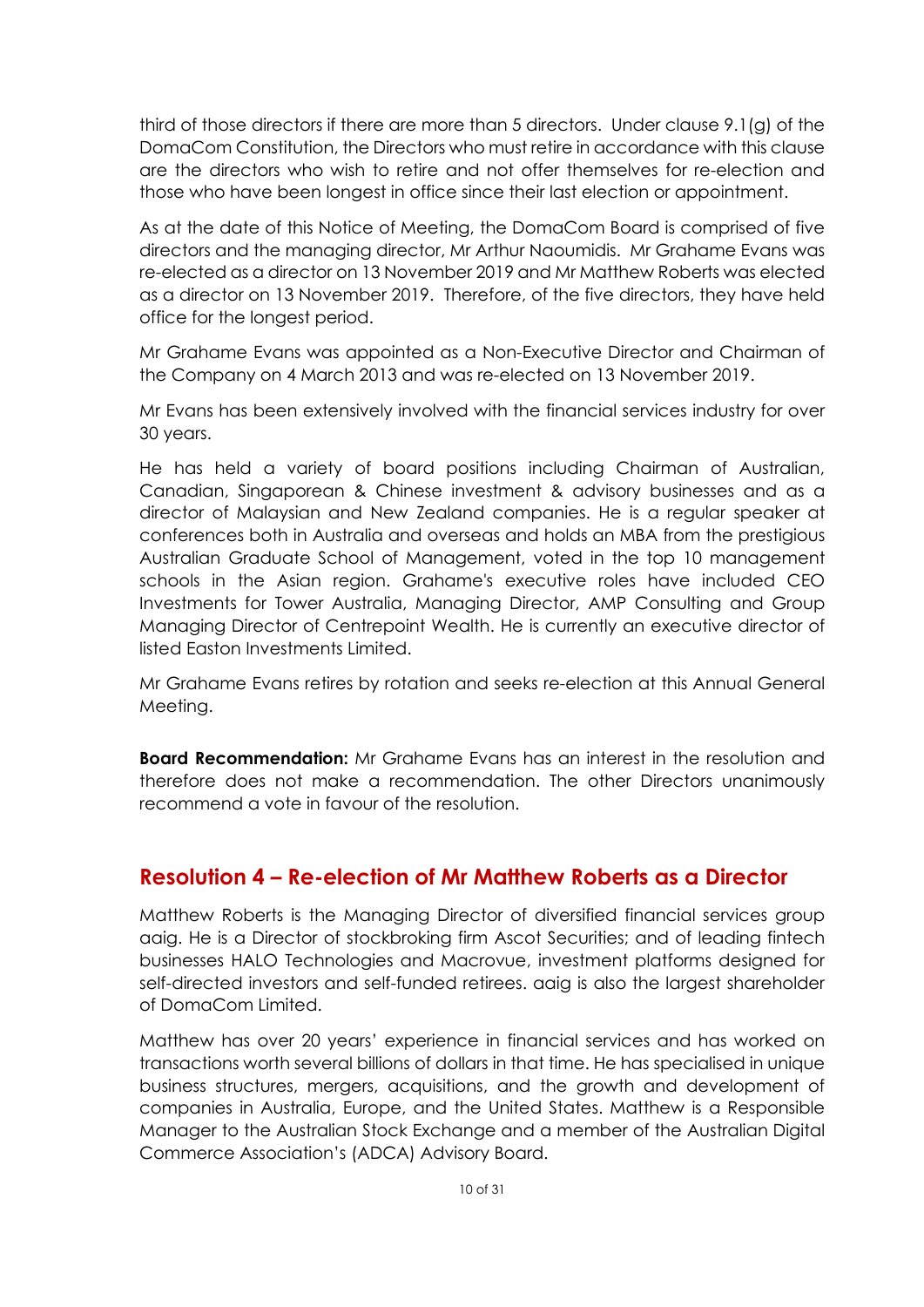third of those directors if there are more than 5 directors. Under clause 9.1(g) of the DomaCom Constitution, the Directors who must retire in accordance with this clause are the directors who wish to retire and not offer themselves for re-election and those who have been longest in office since their last election or appointment.

As at the date of this Notice of Meeting, the DomaCom Board is comprised of five directors and the managing director, Mr Arthur Naoumidis. Mr Grahame Evans was re-elected as a director on 13 November 2019 and Mr Matthew Roberts was elected as a director on 13 November 2019. Therefore, of the five directors, they have held office for the longest period.

Mr Grahame Evans was appointed as a Non-Executive Director and Chairman of the Company on 4 March 2013 and was re-elected on 13 November 2019.

Mr Evans has been extensively involved with the financial services industry for over 30 years.

He has held a variety of board positions including Chairman of Australian, Canadian, Singaporean & Chinese investment & advisory businesses and as a director of Malaysian and New Zealand companies. He is a regular speaker at conferences both in Australia and overseas and holds an MBA from the prestigious Australian Graduate School of Management, voted in the top 10 management schools in the Asian region. Grahame's executive roles have included CEO Investments for Tower Australia, Managing Director, AMP Consulting and Group Managing Director of Centrepoint Wealth. He is currently an executive director of listed Easton Investments Limited.

Mr Grahame Evans retires by rotation and seeks re-election at this Annual General Meeting.

**Board Recommendation:** Mr Grahame Evans has an interest in the resolution and therefore does not make a recommendation. The other Directors unanimously recommend a vote in favour of the resolution.

## Resolution 4 – Re-election of Mr Matthew Roberts as a Director

Matthew Roberts is the Managing Director of diversified financial services group aaig. He is a Director of stockbroking firm Ascot Securities; and of leading fintech businesses HALO Technologies and Macrovue, investment platforms designed for self-directed investors and self-funded retirees. aaig is also the largest shareholder of DomaCom Limited.

Matthew has over 20 years' experience in financial services and has worked on transactions worth several billions of dollars in that time. He has specialised in unique business structures, mergers, acquisitions, and the growth and development of companies in Australia, Europe, and the United States. Matthew is a Responsible Manager to the Australian Stock Exchange and a member of the Australian Digital Commerce Association's (ADCA) Advisory Board.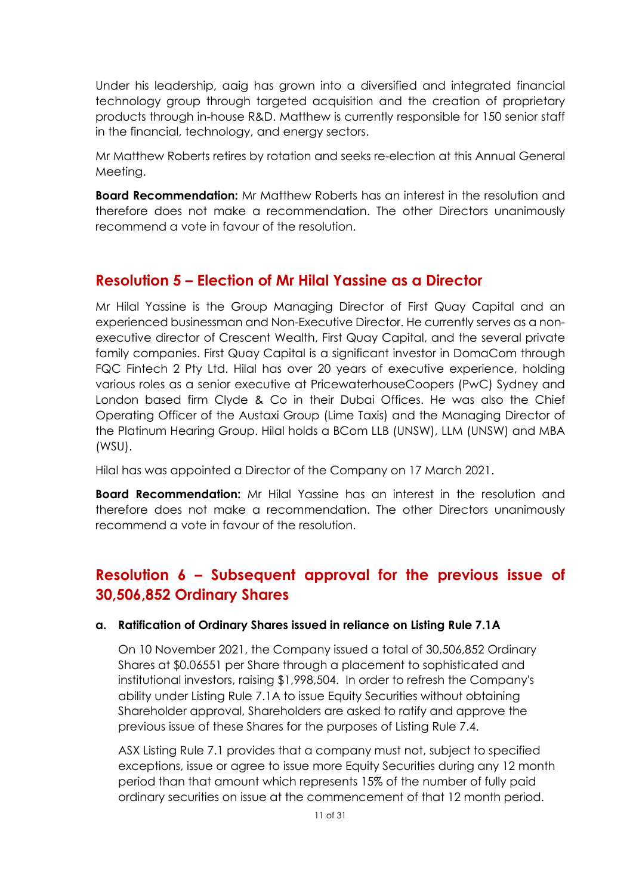Under his leadership, aaig has grown into a diversified and integrated financial technology group through targeted acquisition and the creation of proprietary products through in-house R&D. Matthew is currently responsible for 150 senior staff in the financial, technology, and energy sectors.

Mr Matthew Roberts retires by rotation and seeks re-election at this Annual General Meeting.

**Board Recommendation:** Mr Matthew Roberts has an interest in the resolution and therefore does not make a recommendation. The other Directors unanimously recommend a vote in favour of the resolution.

## Resolution 5 – Election of Mr Hilal Yassine as a Director

Mr Hilal Yassine is the Group Managing Director of First Quay Capital and an experienced businessman and Non-Executive Director. He currently serves as a non-executive director of Crescent Wealth, First Quay Capital, and the several private family companies. First Quay Capital is a significant investor in DomaCom through FQC Fintech 2 Pty Ltd. Hilal has over 20 years of executive experience, holding various roles as a senior executive at PricewaterhouseCoopers (PwC) Sydney and London based firm Clyde & Co in their Dubai Offices. He was also the Chief Operating Officer of the Austaxi Group (Lime Taxis) and the Managing Director of the Platinum Hearing Group. Hilal holds a BCom LLB (UNSW), LLM (UNSW) and MBA (WSU).

Hilal has was appointed a Director of the Company on 17 March 2021.

**Board Recommendation:** Mr Hilal Yassine has an interest in the resolution and therefore does not make a recommendation. The other Directors unanimously recommend a vote in favour of the resolution.

## Resolution 6 – Subsequent approval for the previous issue of 30,506,852 Ordinary Shares

**a. Ratification of Ordinary Shares issued in reliance on Listing Rule 7.1A**

On 10 November 2021, the Company issued a total of 30,506,852 Ordinary Shares at $0.06551 per Share through a placement to sophisticated and institutional investors, raising $1,998,504. In order to refresh the Company's ability under Listing Rule 7.1A to issue Equity Securities without obtaining Shareholder approval, Shareholders are asked to ratify and approve the previous issue of these Shares for the purposes of Listing Rule 7.4.

ASX Listing Rule 7.1 provides that a company must not, subject to specified exceptions, issue or agree to issue more Equity Securities during any 12 month period than that amount which represents 15% of the number of fully paid ordinary securities on issue at the commencement of that 12 month period.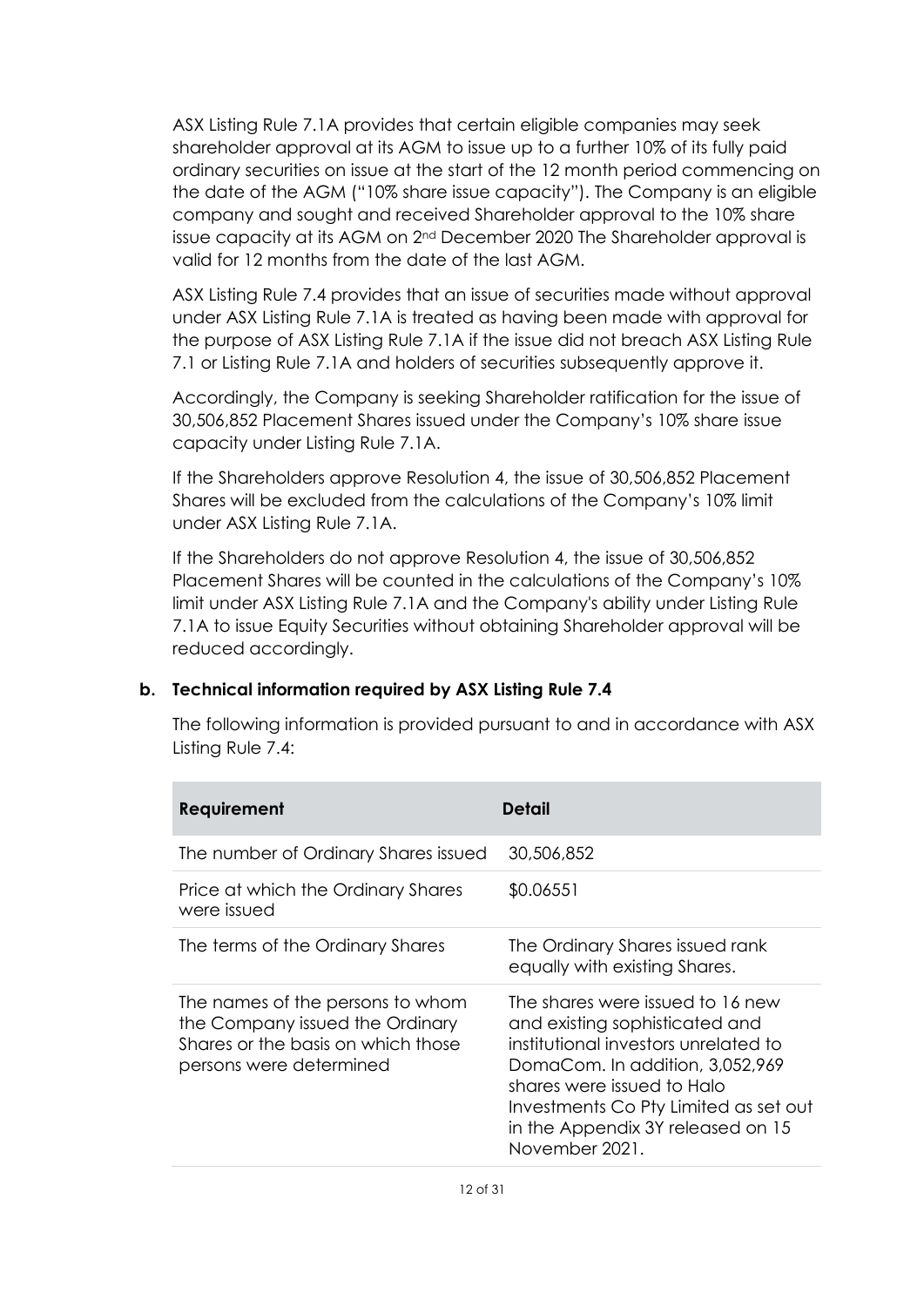ASX Listing Rule 7.1A provides that certain eligible companies may seek shareholder approval at its AGM to issue up to a further 10% of its fully paid ordinary securities on issue at the start of the 12 month period commencing on the date of the AGM ("10% share issue capacity"). The Company is an eligible company and sought and received Shareholder approval to the 10% share issue capacity at its AGM on 2nd December 2020 The Shareholder approval is valid for 12 months from the date of the last AGM.

ASX Listing Rule 7.4 provides that an issue of securities made without approval under ASX Listing Rule 7.1A is treated as having been made with approval for the purpose of ASX Listing Rule 7.1A if the issue did not breach ASX Listing Rule 7.1 or Listing Rule 7.1A and holders of securities subsequently approve it.

Accordingly, the Company is seeking Shareholder ratification for the issue of 30,506,852 Placement Shares issued under the Company's 10% share issue capacity under Listing Rule 7.1A.

If the Shareholders approve Resolution 4, the issue of 30,506,852 Placement Shares will be excluded from the calculations of the Company's 10% limit under ASX Listing Rule 7.1A.

If the Shareholders do not approve Resolution 4, the issue of 30,506,852 Placement Shares will be counted in the calculations of the Company's 10% limit under ASX Listing Rule 7.1A and the Company's ability under Listing Rule 7.1A to issue Equity Securities without obtaining Shareholder approval will be reduced accordingly.

**b. Technical information required by ASX Listing Rule 7.4**

The following information is provided pursuant to and in accordance with ASX Listing Rule 7.4:

| Requirement | Detail |
|---|---|
| The number of Ordinary Shares issued | 30,506,852 |
| Price at which the Ordinary Shares were issued | $0.06551 |
| The terms of the Ordinary Shares | The Ordinary Shares issued rank equally with existing Shares. |
| The names of the persons to whom the Company issued the Ordinary Shares or the basis on which those persons were determined | The shares were issued to 16 new and existing sophisticated and institutional investors unrelated to DomaCom. In addition, 3,052,969 shares were issued to Halo Investments Co Pty Limited as set out in the Appendix 3Y released on 15 November 2021. |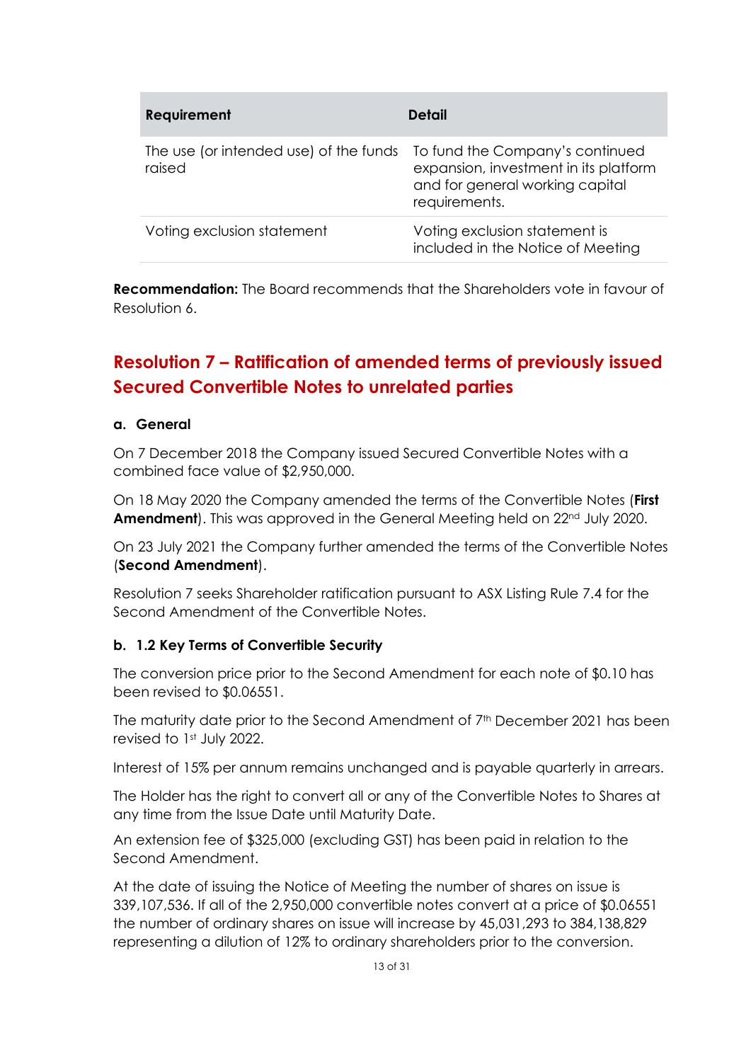| Requirement | Detail |
| --- | --- |
| The use (or intended use) of the funds raised | To fund the Company's continued expansion, investment in its platform and for general working capital requirements. |
| Voting exclusion statement | Voting exclusion statement is included in the Notice of Meeting |

**Recommendation:** The Board recommends that the Shareholders vote in favour of Resolution 6.

## Resolution 7 – Ratification of amended terms of previously issued Secured Convertible Notes to unrelated parties

### a. General

On 7 December 2018 the Company issued Secured Convertible Notes with a combined face value of $2,950,000.

On 18 May 2020 the Company amended the terms of the Convertible Notes (**First Amendment**). This was approved in the General Meeting held on 22nd July 2020.

On 23 July 2021 the Company further amended the terms of the Convertible Notes (**Second Amendment**).

Resolution 7 seeks Shareholder ratification pursuant to ASX Listing Rule 7.4 for the Second Amendment of the Convertible Notes.

### b. 1.2 Key Terms of Convertible Security

The conversion price prior to the Second Amendment for each note of $0.10 has been revised to $0.06551.

The maturity date prior to the Second Amendment of 7th December 2021 has been revised to 1st July 2022.

Interest of 15% per annum remains unchanged and is payable quarterly in arrears.

The Holder has the right to convert all or any of the Convertible Notes to Shares at any time from the Issue Date until Maturity Date.

An extension fee of $325,000 (excluding GST) has been paid in relation to the Second Amendment.

At the date of issuing the Notice of Meeting the number of shares on issue is 339,107,536. If all of the 2,950,000 convertible notes convert at a price of $0.06551 the number of ordinary shares on issue will increase by 45,031,293 to 384,138,829 representing a dilution of 12% to ordinary shareholders prior to the conversion.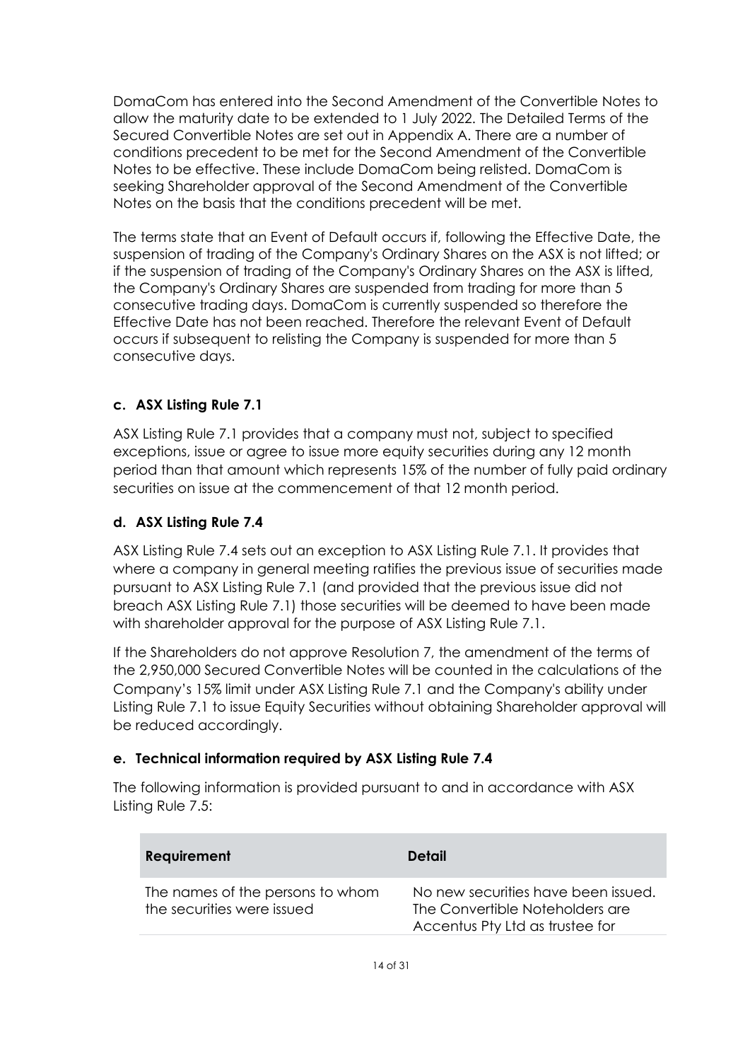DomaCom has entered into the Second Amendment of the Convertible Notes to allow the maturity date to be extended to 1 July 2022. The Detailed Terms of the Secured Convertible Notes are set out in Appendix A. There are a number of conditions precedent to be met for the Second Amendment of the Convertible Notes to be effective. These include DomaCom being relisted. DomaCom is seeking Shareholder approval of the Second Amendment of the Convertible Notes on the basis that the conditions precedent will be met.

The terms state that an Event of Default occurs if, following the Effective Date, the suspension of trading of the Company's Ordinary Shares on the ASX is not lifted; or if the suspension of trading of the Company's Ordinary Shares on the ASX is lifted, the Company's Ordinary Shares are suspended from trading for more than 5 consecutive trading days. DomaCom is currently suspended so therefore the Effective Date has not been reached. Therefore the relevant Event of Default occurs if subsequent to relisting the Company is suspended for more than 5 consecutive days.

### c. ASX Listing Rule 7.1

ASX Listing Rule 7.1 provides that a company must not, subject to specified exceptions, issue or agree to issue more equity securities during any 12 month period than that amount which represents 15% of the number of fully paid ordinary securities on issue at the commencement of that 12 month period.

### d. ASX Listing Rule 7.4

ASX Listing Rule 7.4 sets out an exception to ASX Listing Rule 7.1. It provides that where a company in general meeting ratifies the previous issue of securities made pursuant to ASX Listing Rule 7.1 (and provided that the previous issue did not breach ASX Listing Rule 7.1) those securities will be deemed to have been made with shareholder approval for the purpose of ASX Listing Rule 7.1.

If the Shareholders do not approve Resolution 7, the amendment of the terms of the 2,950,000 Secured Convertible Notes will be counted in the calculations of the Company's 15% limit under ASX Listing Rule 7.1 and the Company's ability under Listing Rule 7.1 to issue Equity Securities without obtaining Shareholder approval will be reduced accordingly.

### e. Technical information required by ASX Listing Rule 7.4

The following information is provided pursuant to and in accordance with ASX Listing Rule 7.5:

| Requirement | Detail |
| --- | --- |
| The names of the persons to whom the securities were issued | No new securities have been issued. The Convertible Noteholders are Accentus Pty Ltd as trustee for |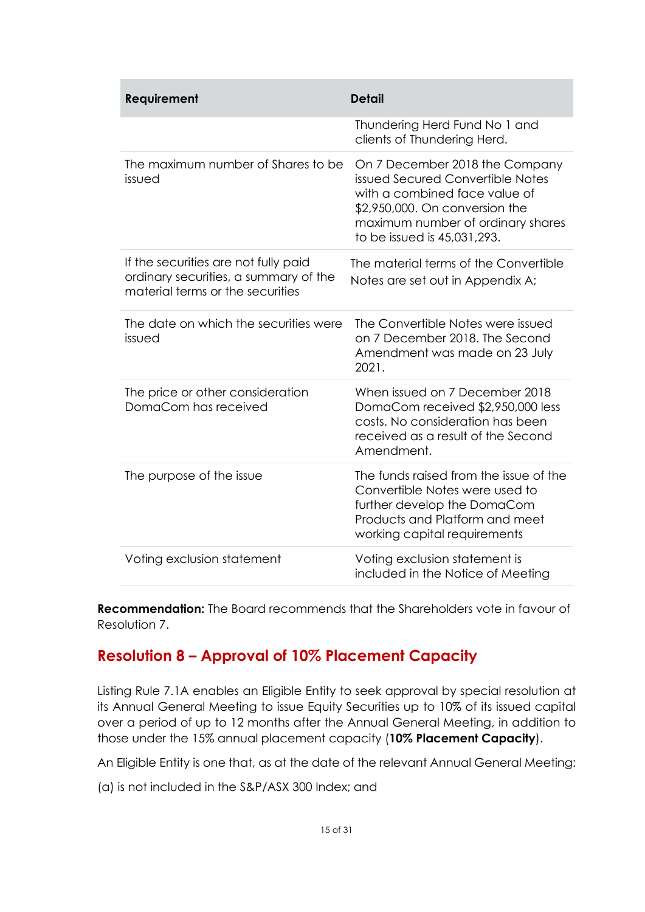| Requirement | Detail |
| --- | --- |
| | Thundering Herd Fund No 1 and clients of Thundering Herd. |
| The maximum number of Shares to be issued | On 7 December 2018 the Company issued Secured Convertible Notes with a combined face value of $2,950,000. On conversion the maximum number of ordinary shares to be issued is 45,031,293. |
| If the securities are not fully paid ordinary securities, a summary of the material terms or the securities | The material terms of the Convertible Notes are set out in Appendix A; |
| The date on which the securities were issued | The Convertible Notes were issued on 7 December 2018. The Second Amendment was made on 23 July 2021. |
| The price or other consideration DomaCom has received | When issued on 7 December 2018 DomaCom received $2,950,000 less costs. No consideration has been received as a result of the Second Amendment. |
| The purpose of the issue | The funds raised from the issue of the Convertible Notes were used to further develop the DomaCom Products and Platform and meet working capital requirements |
| Voting exclusion statement | Voting exclusion statement is included in the Notice of Meeting |

**Recommendation:** The Board recommends that the Shareholders vote in favour of Resolution 7.

## Resolution 8 – Approval of 10% Placement Capacity

Listing Rule 7.1A enables an Eligible Entity to seek approval by special resolution at its Annual General Meeting to issue Equity Securities up to 10% of its issued capital over a period of up to 12 months after the Annual General Meeting, in addition to those under the 15% annual placement capacity (**10% Placement Capacity**).

An Eligible Entity is one that, as at the date of the relevant Annual General Meeting:

(a) is not included in the S&P/ASX 300 Index; and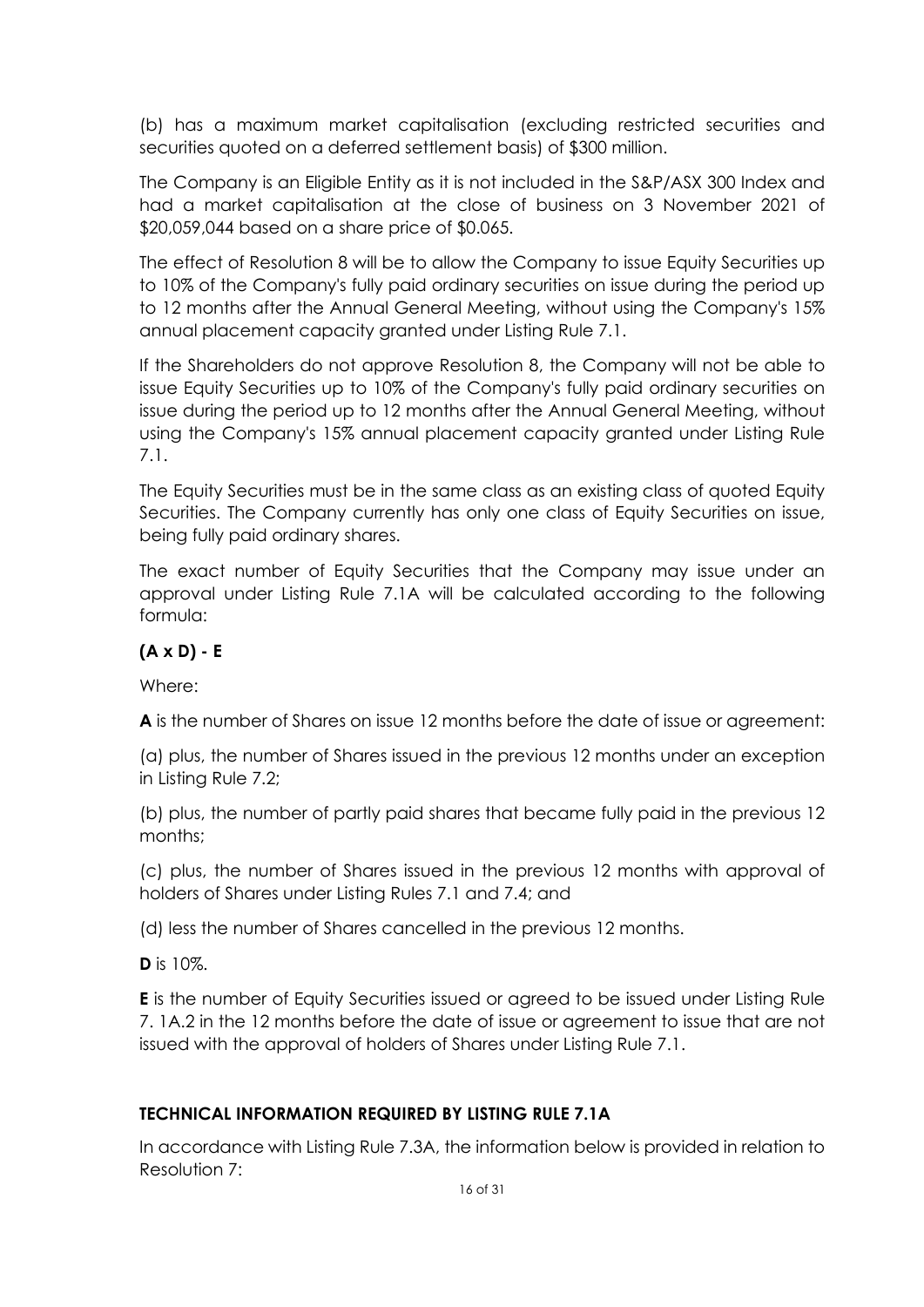(b) has a maximum market capitalisation (excluding restricted securities and securities quoted on a deferred settlement basis) of $300 million.

The Company is an Eligible Entity as it is not included in the S&P/ASX 300 Index and had a market capitalisation at the close of business on 3 November 2021 of $20,059,044 based on a share price of $0.065.

The effect of Resolution 8 will be to allow the Company to issue Equity Securities up to 10% of the Company's fully paid ordinary securities on issue during the period up to 12 months after the Annual General Meeting, without using the Company's 15% annual placement capacity granted under Listing Rule 7.1.

If the Shareholders do not approve Resolution 8, the Company will not be able to issue Equity Securities up to 10% of the Company's fully paid ordinary securities on issue during the period up to 12 months after the Annual General Meeting, without using the Company's 15% annual placement capacity granted under Listing Rule 7.1.

The Equity Securities must be in the same class as an existing class of quoted Equity Securities. The Company currently has only one class of Equity Securities on issue, being fully paid ordinary shares.

The exact number of Equity Securities that the Company may issue under an approval under Listing Rule 7.1A will be calculated according to the following formula:

**(A x D) - E**

Where:

**A** is the number of Shares on issue 12 months before the date of issue or agreement:

(a) plus, the number of Shares issued in the previous 12 months under an exception in Listing Rule 7.2;

(b) plus, the number of partly paid shares that became fully paid in the previous 12 months;

(c) plus, the number of Shares issued in the previous 12 months with approval of holders of Shares under Listing Rules 7.1 and 7.4; and

(d) less the number of Shares cancelled in the previous 12 months.

**D** is 10%.

**E** is the number of Equity Securities issued or agreed to be issued under Listing Rule 7. 1A.2 in the 12 months before the date of issue or agreement to issue that are not issued with the approval of holders of Shares under Listing Rule 7.1.

## TECHNICAL INFORMATION REQUIRED BY LISTING RULE 7.1A

In accordance with Listing Rule 7.3A, the information below is provided in relation to Resolution 7: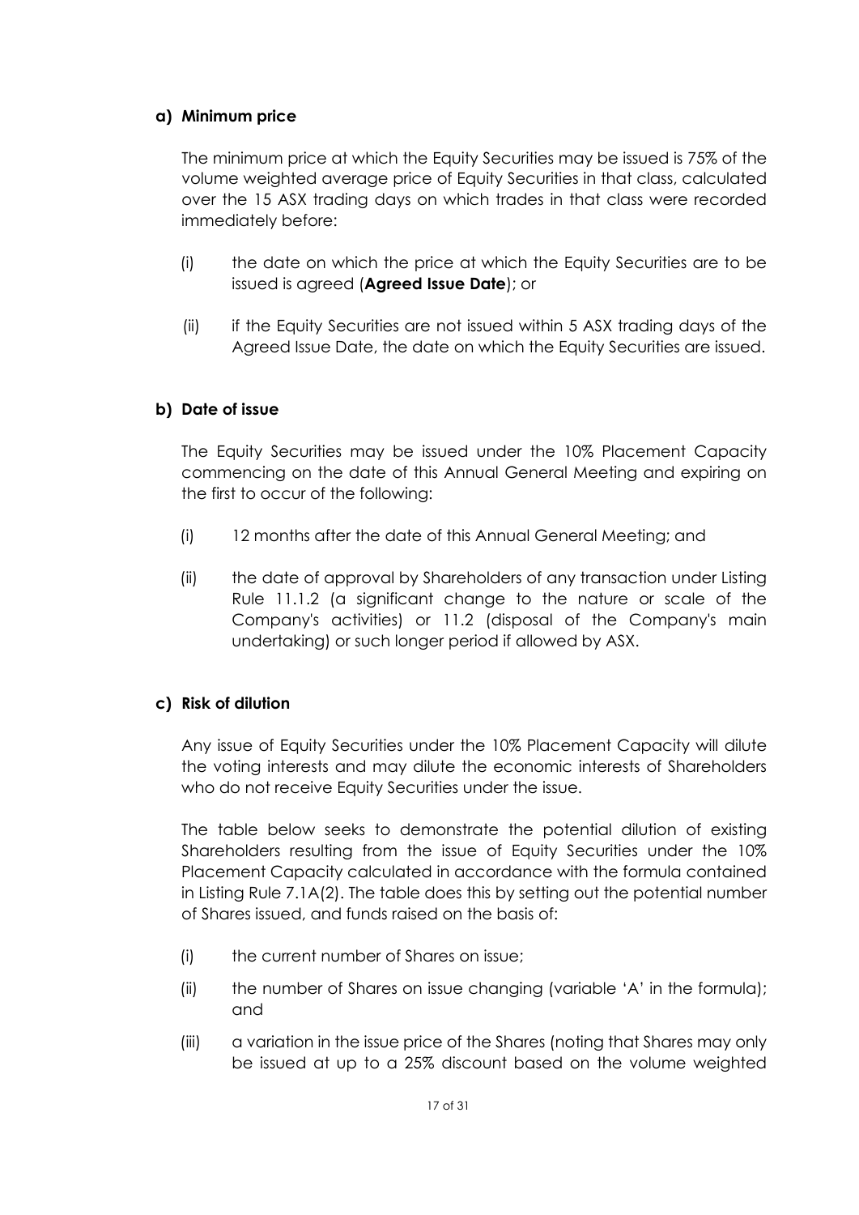**a) Minimum price**

The minimum price at which the Equity Securities may be issued is 75% of the volume weighted average price of Equity Securities in that class, calculated over the 15 ASX trading days on which trades in that class were recorded immediately before:

(i) the date on which the price at which the Equity Securities are to be issued is agreed (**Agreed Issue Date**); or

(ii) if the Equity Securities are not issued within 5 ASX trading days of the Agreed Issue Date, the date on which the Equity Securities are issued.

**b) Date of issue**

The Equity Securities may be issued under the 10% Placement Capacity commencing on the date of this Annual General Meeting and expiring on the first to occur of the following:

(i) 12 months after the date of this Annual General Meeting; and

(ii) the date of approval by Shareholders of any transaction under Listing Rule 11.1.2 (a significant change to the nature or scale of the Company's activities) or 11.2 (disposal of the Company's main undertaking) or such longer period if allowed by ASX.

**c) Risk of dilution**

Any issue of Equity Securities under the 10% Placement Capacity will dilute the voting interests and may dilute the economic interests of Shareholders who do not receive Equity Securities under the issue.

The table below seeks to demonstrate the potential dilution of existing Shareholders resulting from the issue of Equity Securities under the 10% Placement Capacity calculated in accordance with the formula contained in Listing Rule 7.1A(2). The table does this by setting out the potential number of Shares issued, and funds raised on the basis of:

(i) the current number of Shares on issue;

(ii) the number of Shares on issue changing (variable 'A' in the formula); and

(iii) a variation in the issue price of the Shares (noting that Shares may only be issued at up to a 25% discount based on the volume weighted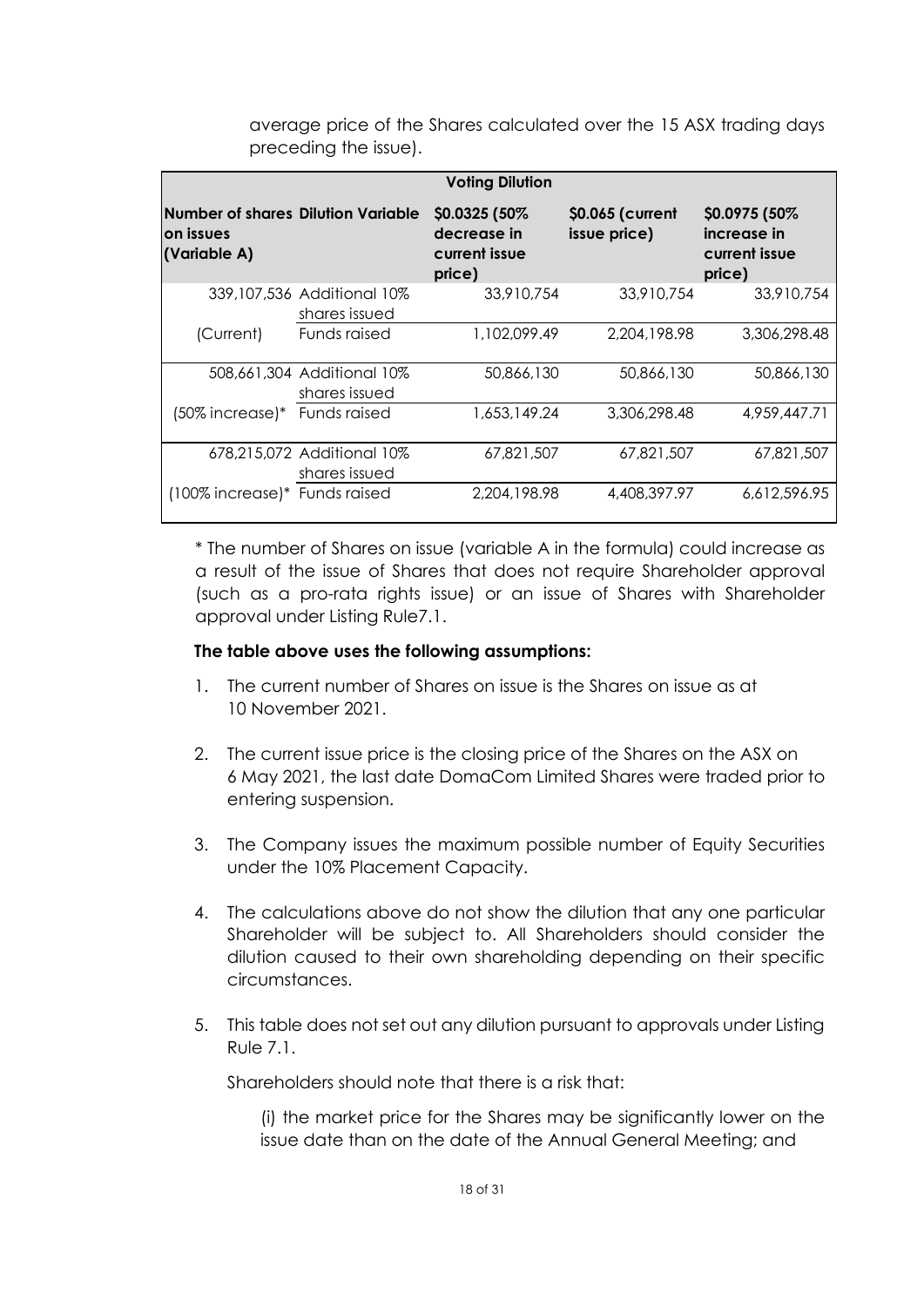average price of the Shares calculated over the 15 ASX trading days preceding the issue).

| Voting Dilution | | | | |
|---|---|---|---|---|
| **Number of shares on issues (Variable A)** | **Dilution Variable** | **$0.0325 (50% decrease in current issue price)** | **$0.065 (current issue price)** | **$0.0975 (50% increase in current issue price)** |
| 339,107,536 | Additional 10% shares issued | 33,910,754 | 33,910,754 | 33,910,754 |
| (Current) | Funds raised | 1,102,099.49 | 2,204,198.98 | 3,306,298.48 |
| 508,661,304 | Additional 10% shares issued | 50,866,130 | 50,866,130 | 50,866,130 |
| (50% increase)* | Funds raised | 1,653,149.24 | 3,306,298.48 | 4,959,447.71 |
| 678,215,072 | Additional 10% shares issued | 67,821,507 | 67,821,507 | 67,821,507 |
| (100% increase)* | Funds raised | 2,204,198.98 | 4,408,397.97 | 6,612,596.95 |

* The number of Shares on issue (variable A in the formula) could increase as a result of the issue of Shares that does not require Shareholder approval (such as a pro-rata rights issue) or an issue of Shares with Shareholder approval under Listing Rule7.1.

**The table above uses the following assumptions:**

1. The current number of Shares on issue is the Shares on issue as at 10 November 2021.
2. The current issue price is the closing price of the Shares on the ASX on 6 May 2021, the last date DomaCom Limited Shares were traded prior to entering suspension.
3. The Company issues the maximum possible number of Equity Securities under the 10% Placement Capacity.
4. The calculations above do not show the dilution that any one particular Shareholder will be subject to. All Shareholders should consider the dilution caused to their own shareholding depending on their specific circumstances.
5. This table does not set out any dilution pursuant to approvals under Listing Rule 7.1.

   Shareholders should note that there is a risk that:

   (i) the market price for the Shares may be significantly lower on the issue date than on the date of the Annual General Meeting; and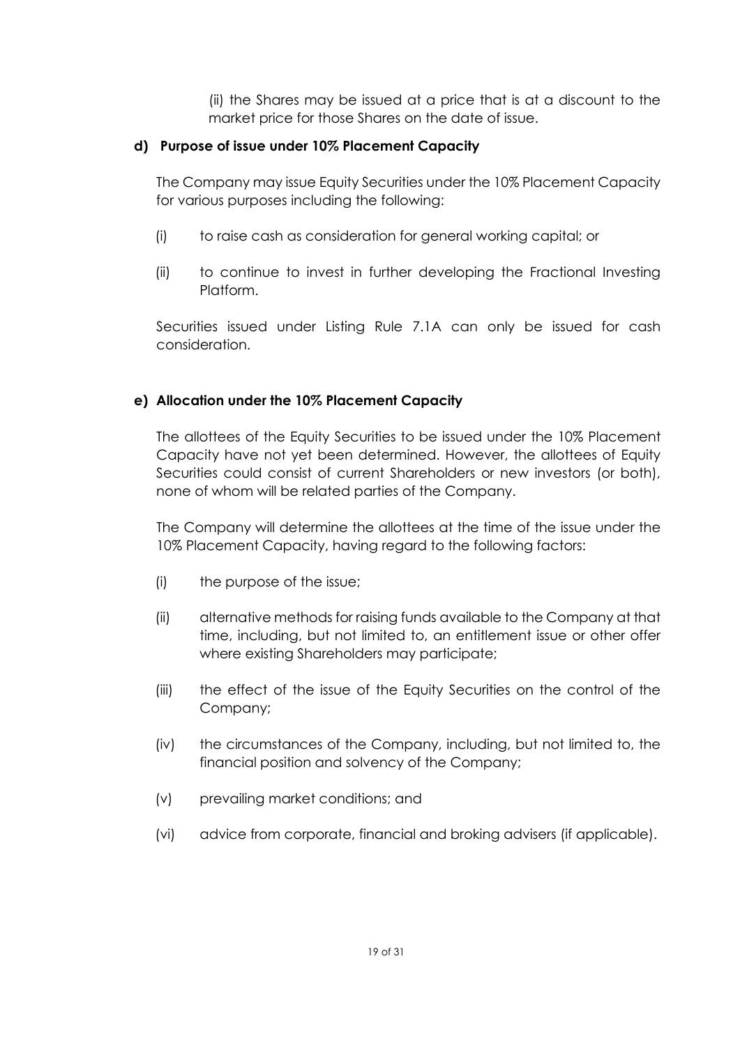(ii) the Shares may be issued at a price that is at a discount to the market price for those Shares on the date of issue.

**d) Purpose of issue under 10% Placement Capacity**

The Company may issue Equity Securities under the 10% Placement Capacity for various purposes including the following:

(i) to raise cash as consideration for general working capital; or

(ii) to continue to invest in further developing the Fractional Investing Platform.

Securities issued under Listing Rule 7.1A can only be issued for cash consideration.

**e) Allocation under the 10% Placement Capacity**

The allottees of the Equity Securities to be issued under the 10% Placement Capacity have not yet been determined. However, the allottees of Equity Securities could consist of current Shareholders or new investors (or both), none of whom will be related parties of the Company.

The Company will determine the allottees at the time of the issue under the 10% Placement Capacity, having regard to the following factors:

(i) the purpose of the issue;

(ii) alternative methods for raising funds available to the Company at that time, including, but not limited to, an entitlement issue or other offer where existing Shareholders may participate;

(iii) the effect of the issue of the Equity Securities on the control of the Company;

(iv) the circumstances of the Company, including, but not limited to, the financial position and solvency of the Company;

(v) prevailing market conditions; and

(vi) advice from corporate, financial and broking advisers (if applicable).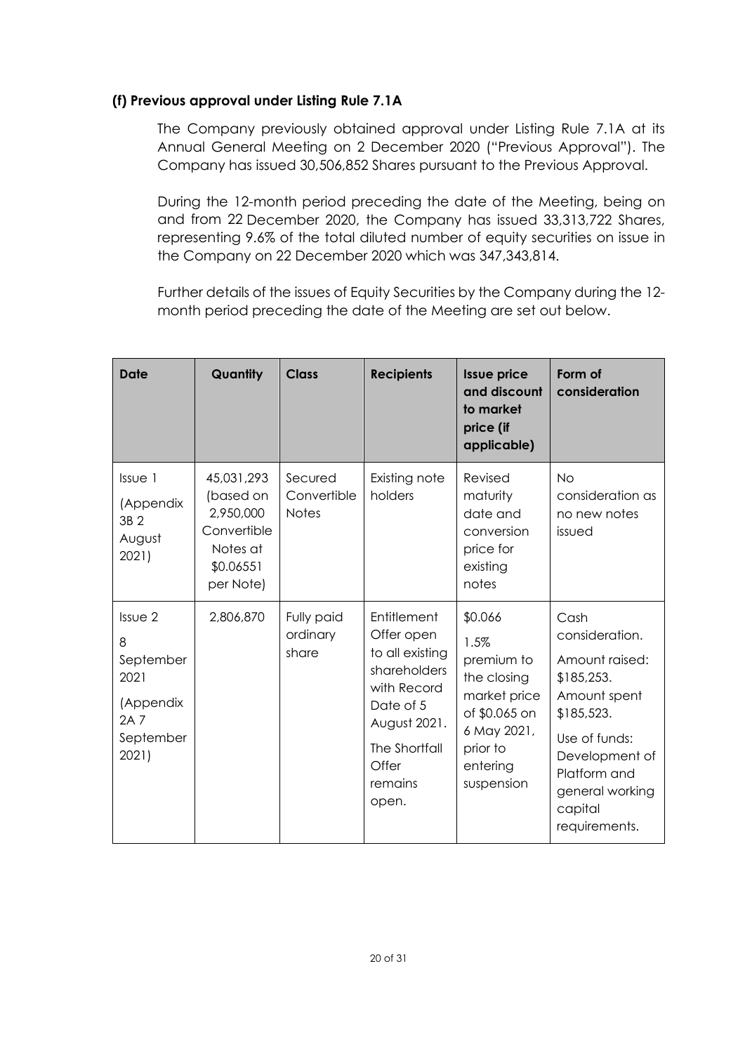### (f) Previous approval under Listing Rule 7.1A

The Company previously obtained approval under Listing Rule 7.1A at its Annual General Meeting on 2 December 2020 ("Previous Approval"). The Company has issued 30,506,852 Shares pursuant to the Previous Approval.

During the 12-month period preceding the date of the Meeting, being on and from 22 December 2020, the Company has issued 33,313,722 Shares, representing 9.6% of the total diluted number of equity securities on issue in the Company on 22 December 2020 which was 347,343,814.

Further details of the issues of Equity Securities by the Company during the 12-month period preceding the date of the Meeting are set out below.

| Date | Quantity | Class | Recipients | Issue price and discount to market price (if applicable) | Form of consideration |
|---|---|---|---|---|---|
| Issue 1<br>(Appendix 3B 2 August 2021) | 45,031,293 (based on 2,950,000 Convertible Notes at $0.06551 per Note) | Secured Convertible Notes | Existing note holders | Revised maturity date and conversion price for existing notes | No consideration as no new notes issued |
| Issue 2<br>8 September 2021<br>(Appendix 2A 7 September 2021) | 2,806,870 | Fully paid ordinary share | Entitlement Offer open to all existing shareholders with Record Date of 5 August 2021.<br>The Shortfall Offer remains open. | $0.066<br>1.5% premium to the closing market price of $0.065 on 6 May 2021, prior to entering suspension | Cash consideration.<br>Amount raised: $185,253.<br>Amount spent $185,523.<br>Use of funds: Development of Platform and general working capital requirements. |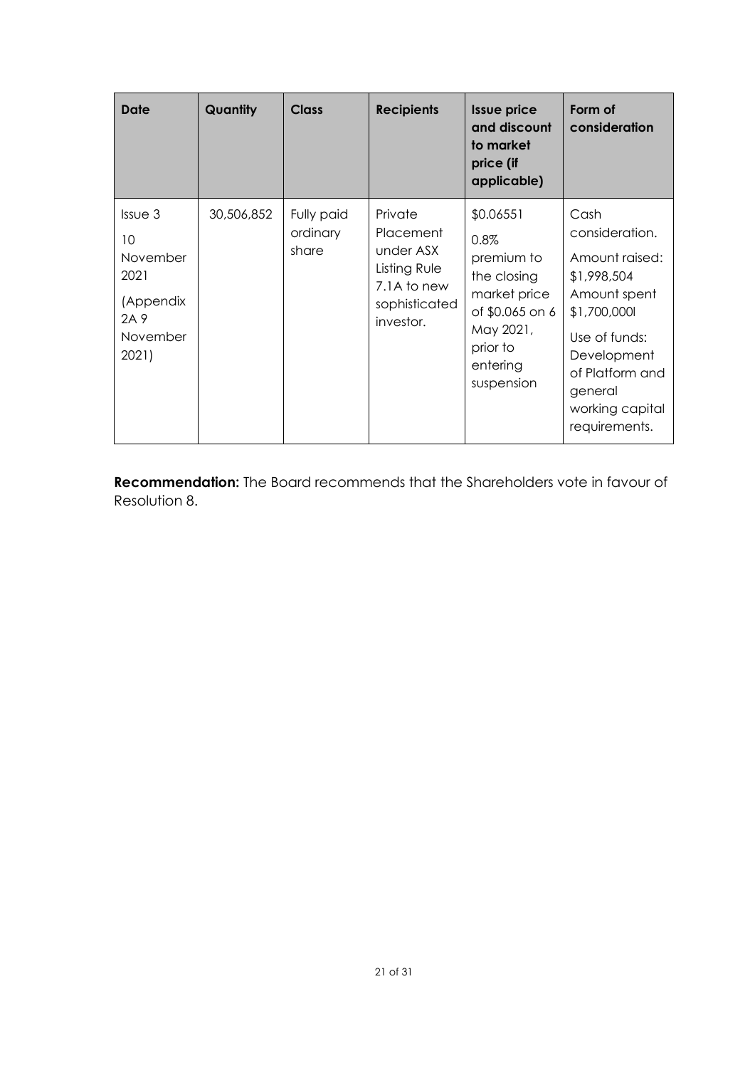| Date | Quantity | Class | Recipients | Issue price and discount to market price (if applicable) | Form of consideration |
| --- | --- | --- | --- | --- | --- |
| Issue 3<br>10 November 2021<br>(Appendix 2A 9 November 2021) | 30,506,852 | Fully paid ordinary share | Private Placement under ASX Listing Rule 7.1A to new sophisticated investor. | $0.06551<br>0.8% premium to the closing market price of $0.065 on 6 May 2021, prior to entering suspension | Cash consideration.<br>Amount raised: $1,998,504<br>Amount spent $1,700,000l<br>Use of funds: Development of Platform and general working capital requirements. |

**Recommendation:** The Board recommends that the Shareholders vote in favour of Resolution 8.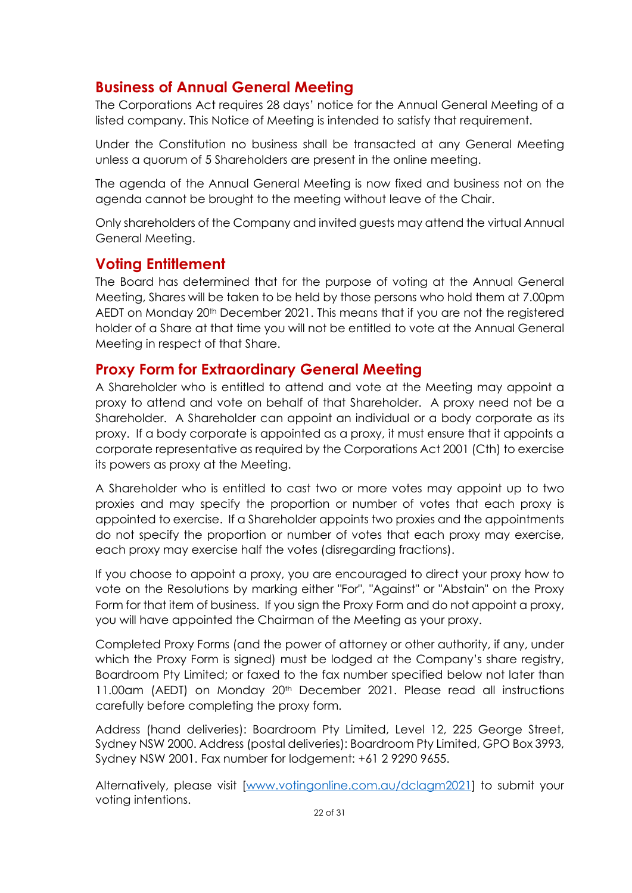## Business of Annual General Meeting

The Corporations Act requires 28 days' notice for the Annual General Meeting of a listed company. This Notice of Meeting is intended to satisfy that requirement.

Under the Constitution no business shall be transacted at any General Meeting unless a quorum of 5 Shareholders are present in the online meeting.

The agenda of the Annual General Meeting is now fixed and business not on the agenda cannot be brought to the meeting without leave of the Chair.

Only shareholders of the Company and invited guests may attend the virtual Annual General Meeting.

## Voting Entitlement

The Board has determined that for the purpose of voting at the Annual General Meeting, Shares will be taken to be held by those persons who hold them at 7.00pm AEDT on Monday 20th December 2021. This means that if you are not the registered holder of a Share at that time you will not be entitled to vote at the Annual General Meeting in respect of that Share.

## Proxy Form for Extraordinary General Meeting

A Shareholder who is entitled to attend and vote at the Meeting may appoint a proxy to attend and vote on behalf of that Shareholder. A proxy need not be a Shareholder. A Shareholder can appoint an individual or a body corporate as its proxy. If a body corporate is appointed as a proxy, it must ensure that it appoints a corporate representative as required by the Corporations Act 2001 (Cth) to exercise its powers as proxy at the Meeting.

A Shareholder who is entitled to cast two or more votes may appoint up to two proxies and may specify the proportion or number of votes that each proxy is appointed to exercise. If a Shareholder appoints two proxies and the appointments do not specify the proportion or number of votes that each proxy may exercise, each proxy may exercise half the votes (disregarding fractions).

If you choose to appoint a proxy, you are encouraged to direct your proxy how to vote on the Resolutions by marking either "For", "Against" or "Abstain" on the Proxy Form for that item of business. If you sign the Proxy Form and do not appoint a proxy, you will have appointed the Chairman of the Meeting as your proxy.

Completed Proxy Forms (and the power of attorney or other authority, if any, under which the Proxy Form is signed) must be lodged at the Company's share registry, Boardroom Pty Limited; or faxed to the fax number specified below not later than 11.00am (AEDT) on Monday 20th December 2021. Please read all instructions carefully before completing the proxy form.

Address (hand deliveries): Boardroom Pty Limited, Level 12, 225 George Street, Sydney NSW 2000. Address (postal deliveries): Boardroom Pty Limited, GPO Box 3993, Sydney NSW 2001. Fax number for lodgement: +61 2 9290 9655.

Alternatively, please visit [www.votingonline.com.au/dclagm2021] to submit your voting intentions.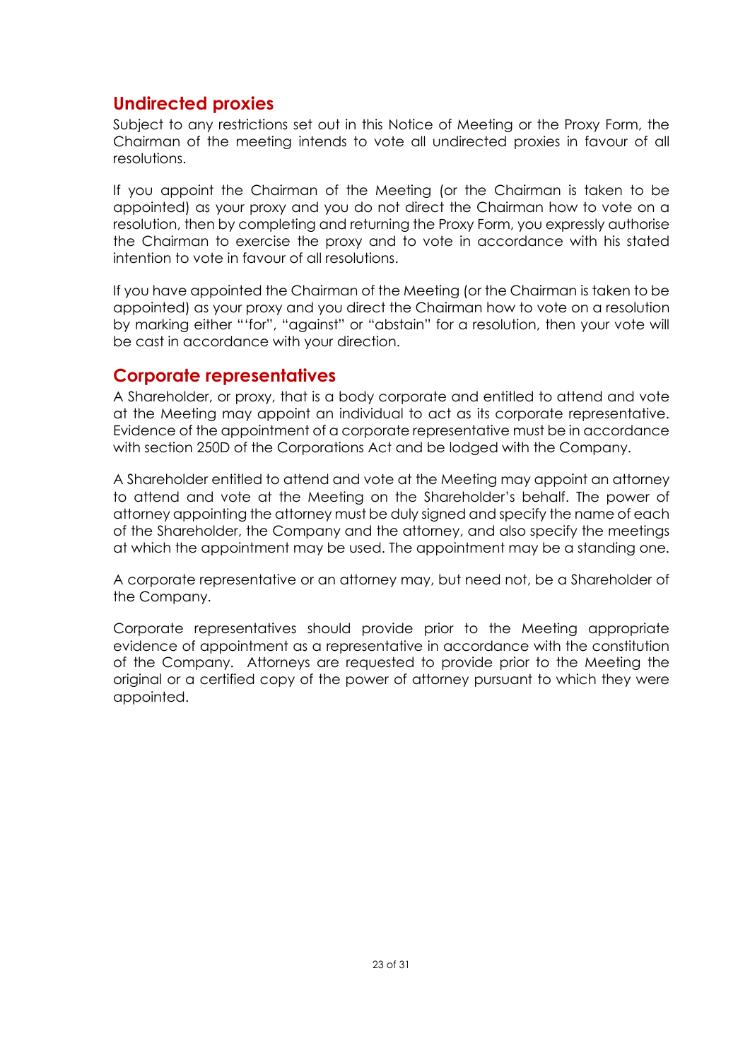## Undirected proxies

Subject to any restrictions set out in this Notice of Meeting or the Proxy Form, the Chairman of the meeting intends to vote all undirected proxies in favour of all resolutions.

If you appoint the Chairman of the Meeting (or the Chairman is taken to be appointed) as your proxy and you do not direct the Chairman how to vote on a resolution, then by completing and returning the Proxy Form, you expressly authorise the Chairman to exercise the proxy and to vote in accordance with his stated intention to vote in favour of all resolutions.

If you have appointed the Chairman of the Meeting (or the Chairman is taken to be appointed) as your proxy and you direct the Chairman how to vote on a resolution by marking either "'for", "against" or "abstain" for a resolution, then your vote will be cast in accordance with your direction.

## Corporate representatives

A Shareholder, or proxy, that is a body corporate and entitled to attend and vote at the Meeting may appoint an individual to act as its corporate representative. Evidence of the appointment of a corporate representative must be in accordance with section 250D of the Corporations Act and be lodged with the Company.

A Shareholder entitled to attend and vote at the Meeting may appoint an attorney to attend and vote at the Meeting on the Shareholder's behalf. The power of attorney appointing the attorney must be duly signed and specify the name of each of the Shareholder, the Company and the attorney, and also specify the meetings at which the appointment may be used. The appointment may be a standing one.

A corporate representative or an attorney may, but need not, be a Shareholder of the Company.

Corporate representatives should provide prior to the Meeting appropriate evidence of appointment as a representative in accordance with the constitution of the Company. Attorneys are requested to provide prior to the Meeting the original or a certified copy of the power of attorney pursuant to which they were appointed.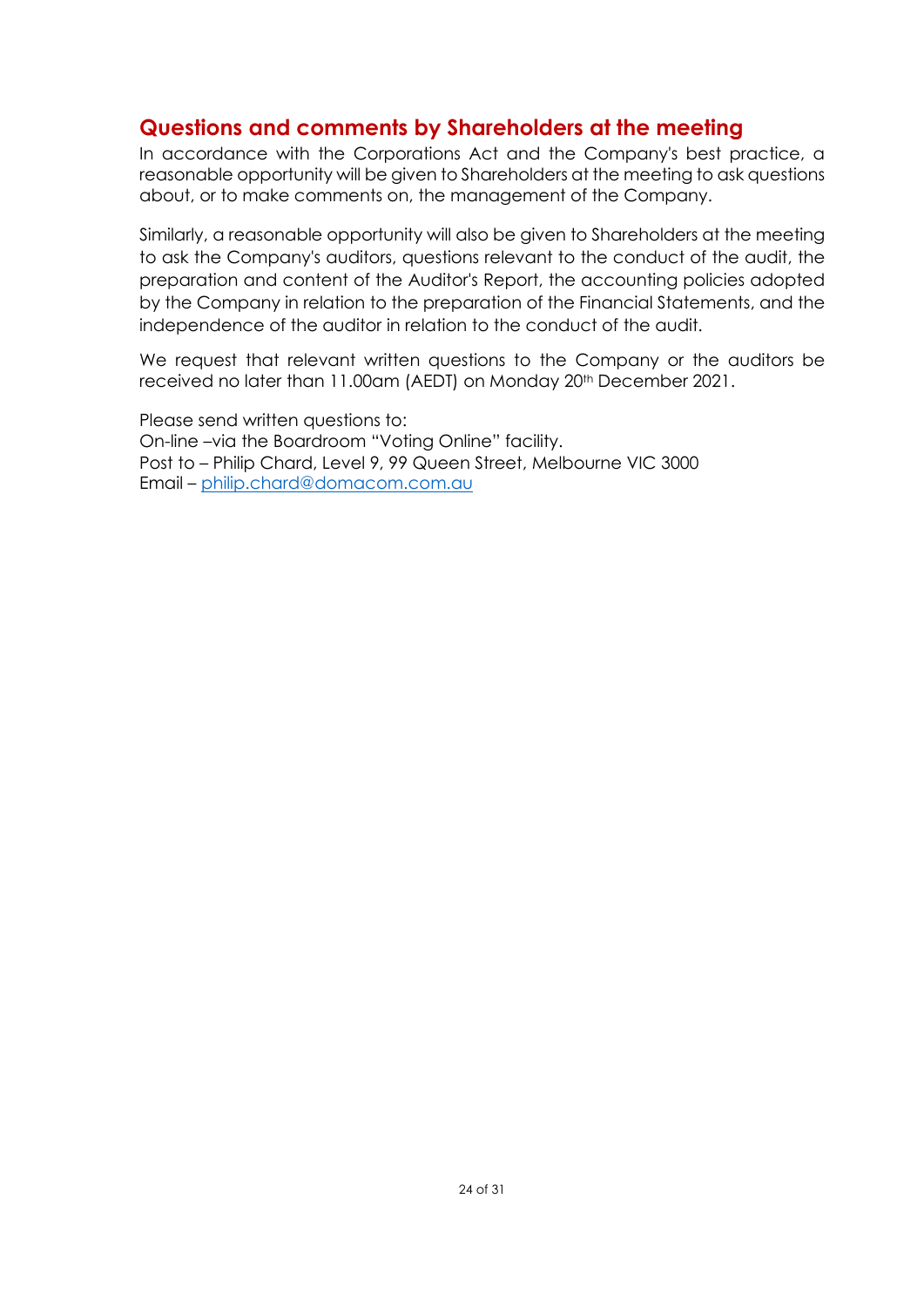## Questions and comments by Shareholders at the meeting

In accordance with the Corporations Act and the Company's best practice, a reasonable opportunity will be given to Shareholders at the meeting to ask questions about, or to make comments on, the management of the Company.

Similarly, a reasonable opportunity will also be given to Shareholders at the meeting to ask the Company's auditors, questions relevant to the conduct of the audit, the preparation and content of the Auditor's Report, the accounting policies adopted by the Company in relation to the preparation of the Financial Statements, and the independence of the auditor in relation to the conduct of the audit.

We request that relevant written questions to the Company or the auditors be received no later than 11.00am (AEDT) on Monday 20th December 2021.

Please send written questions to:
On-line –via the Boardroom "Voting Online" facility.
Post to – Philip Chard, Level 9, 99 Queen Street, Melbourne VIC 3000
Email – philip.chard@domacom.com.au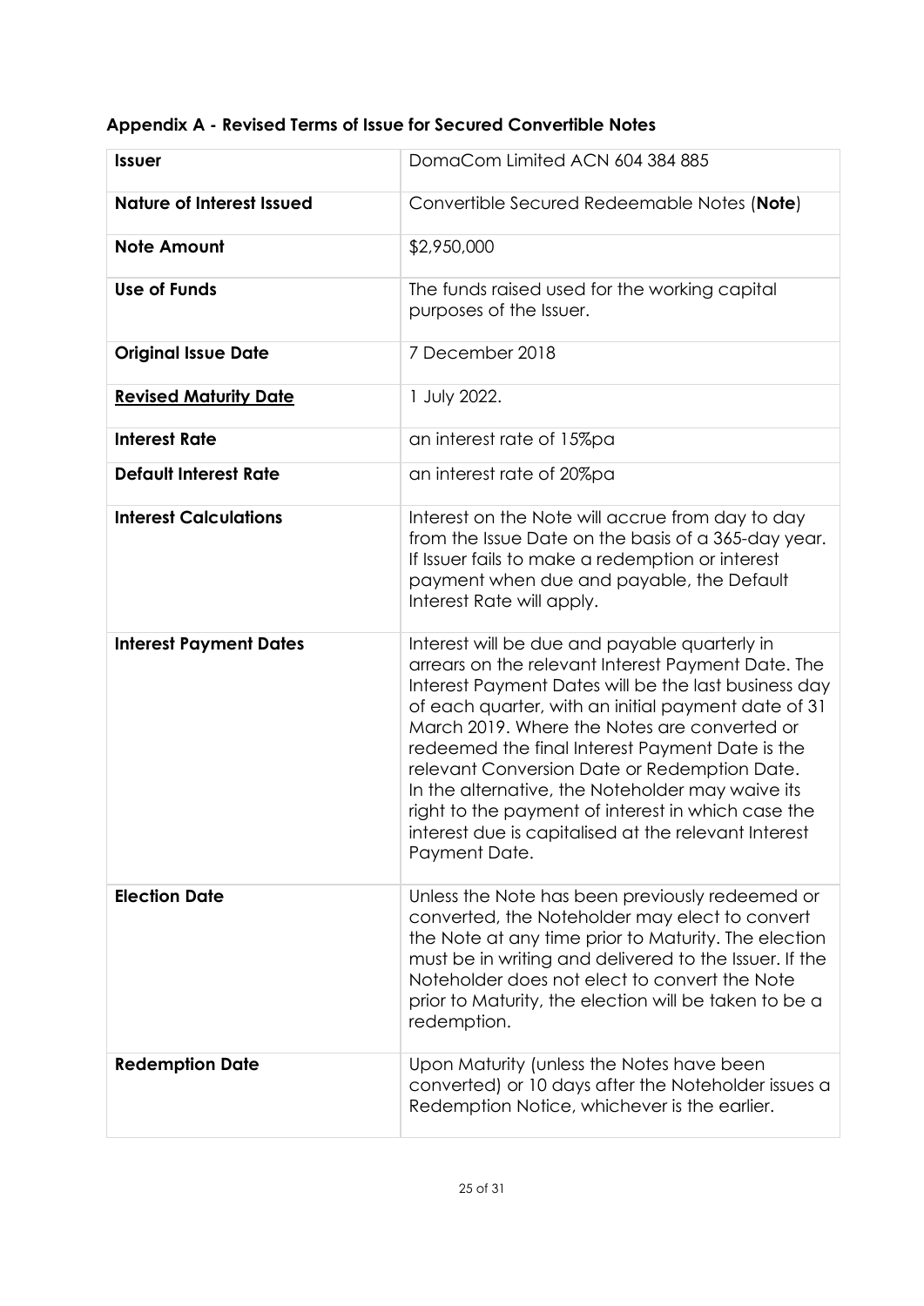### Appendix A - Revised Terms of Issue for Secured Convertible Notes

| **Issuer** | DomaCom Limited ACN 604 384 885 |
|---|---|
| **Nature of Interest Issued** | Convertible Secured Redeemable Notes (**Note**) |
| **Note Amount** | $2,950,000 |
| **Use of Funds** | The funds raised used for the working capital purposes of the Issuer. |
| **Original Issue Date** | 7 December 2018 |
| **<u>Revised Maturity Date</u>** | 1 July 2022. |
| **Interest Rate** | an interest rate of 15%pa |
| **Default Interest Rate** | an interest rate of 20%pa |
| **Interest Calculations** | Interest on the Note will accrue from day to day from the Issue Date on the basis of a 365-day year. If Issuer fails to make a redemption or interest payment when due and payable, the Default Interest Rate will apply. |
| **Interest Payment Dates** | Interest will be due and payable quarterly in arrears on the relevant Interest Payment Date. The Interest Payment Dates will be the last business day of each quarter, with an initial payment date of 31 March 2019. Where the Notes are converted or redeemed the final Interest Payment Date is the relevant Conversion Date or Redemption Date. In the alternative, the Noteholder may waive its right to the payment of interest in which case the interest due is capitalised at the relevant Interest Payment Date. |
| **Election Date** | Unless the Note has been previously redeemed or converted, the Noteholder may elect to convert the Note at any time prior to Maturity. The election must be in writing and delivered to the Issuer. If the Noteholder does not elect to convert the Note prior to Maturity, the election will be taken to be a redemption. |
| **Redemption Date** | Upon Maturity (unless the Notes have been converted) or 10 days after the Noteholder issues a Redemption Notice, whichever is the earlier. |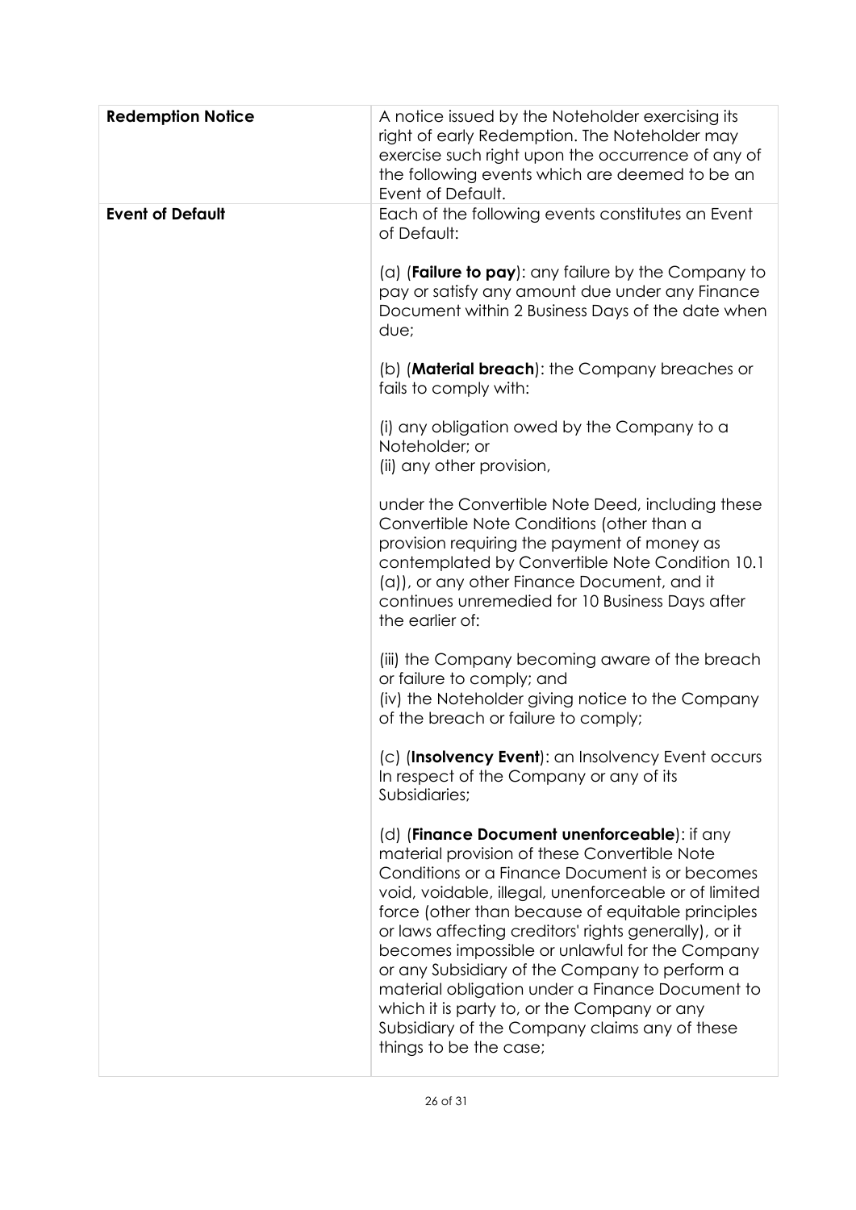| **Redemption Notice** | A notice issued by the Noteholder exercising its right of early Redemption. The Noteholder may exercise such right upon the occurrence of any of the following events which are deemed to be an Event of Default. |
| --- | --- |
| **Event of Default** | Each of the following events constitutes an Event of Default:<br><br>(a) (**Failure to pay**): any failure by the Company to pay or satisfy any amount due under any Finance Document within 2 Business Days of the date when due;<br><br>(b) (**Material breach**): the Company breaches or fails to comply with:<br><br>(i) any obligation owed by the Company to a Noteholder; or<br>(ii) any other provision,<br><br>under the Convertible Note Deed, including these Convertible Note Conditions (other than a provision requiring the payment of money as contemplated by Convertible Note Condition 10.1 (a)), or any other Finance Document, and it continues unremedied for 10 Business Days after the earlier of:<br><br>(iii) the Company becoming aware of the breach or failure to comply; and<br>(iv) the Noteholder giving notice to the Company of the breach or failure to comply;<br><br>(c) (**Insolvency Event**): an Insolvency Event occurs In respect of the Company or any of its Subsidiaries;<br><br>(d) (**Finance Document unenforceable**): if any material provision of these Convertible Note Conditions or a Finance Document is or becomes void, voidable, illegal, unenforceable or of limited force (other than because of equitable principles or laws affecting creditors' rights generally), or it becomes impossible or unlawful for the Company or any Subsidiary of the Company to perform a material obligation under a Finance Document to which it is party to, or the Company or any Subsidiary of the Company claims any of these things to be the case; |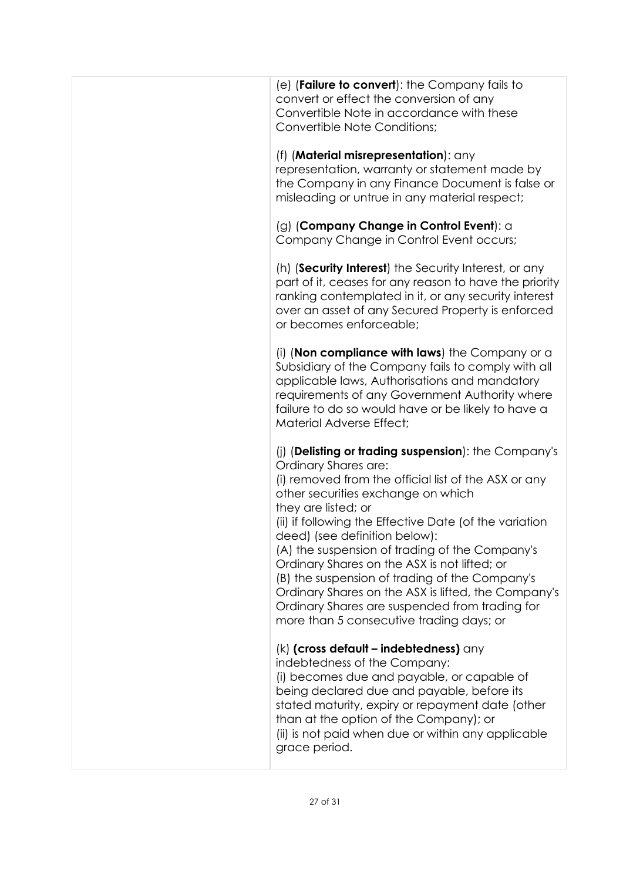| | (e) (**Failure to convert**): the Company fails to convert or effect the conversion of any Convertible Note in accordance with these Convertible Note Conditions;<br><br>(f) (**Material misrepresentation**): any representation, warranty or statement made by the Company in any Finance Document is false or misleading or untrue in any material respect;<br><br>(g) (**Company Change in Control Event**): a Company Change in Control Event occurs;<br><br>(h) (**Security Interest**) the Security Interest, or any part of it, ceases for any reason to have the priority ranking contemplated in it, or any security interest over an asset of any Secured Property is enforced or becomes enforceable;<br><br>(i) (**Non compliance with laws**) the Company or a Subsidiary of the Company fails to comply with all applicable laws, Authorisations and mandatory requirements of any Government Authority where failure to do so would have or be likely to have a Material Adverse Effect;<br><br>(j) (**Delisting or trading suspension**): the Company's Ordinary Shares are:<br>(i) removed from the official list of the ASX or any other securities exchange on which they are listed; or<br>(ii) if following the Effective Date (of the variation deed) (see definition below):<br>(A) the suspension of trading of the Company's Ordinary Shares on the ASX is not lifted; or<br>(B) the suspension of trading of the Company's Ordinary Shares on the ASX is lifted, the Company's Ordinary Shares are suspended from trading for more than 5 consecutive trading days; or<br><br>(k) **(cross default – indebtedness)** any indebtedness of the Company:<br>(i) becomes due and payable, or capable of being declared due and payable, before its stated maturity, expiry or repayment date (other than at the option of the Company); or<br>(ii) is not paid when due or within any applicable grace period. |
|---|---|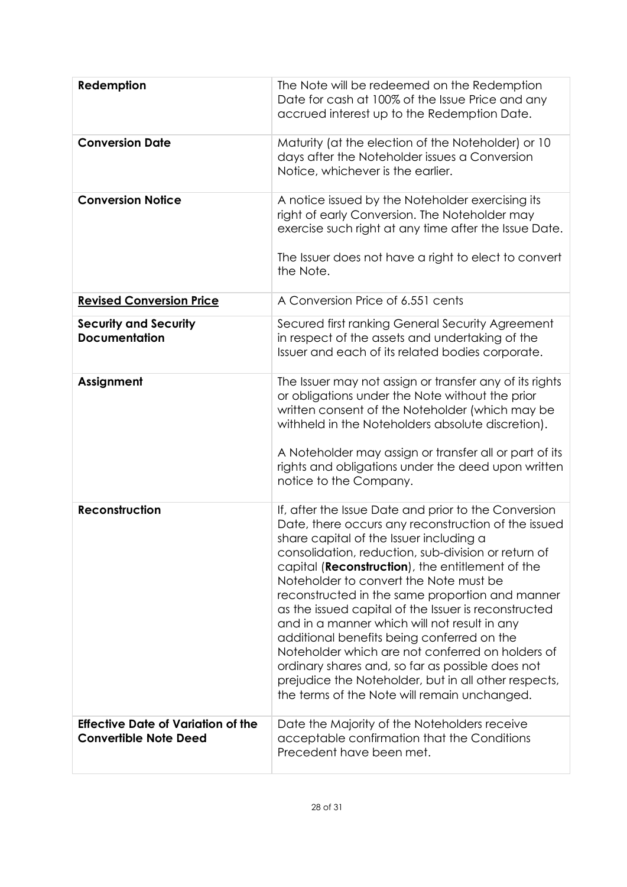| | |
|---|---|
| **Redemption** | The Note will be redeemed on the Redemption Date for cash at 100% of the Issue Price and any accrued interest up to the Redemption Date. |
| **Conversion Date** | Maturity (at the election of the Noteholder) or 10 days after the Noteholder issues a Conversion Notice, whichever is the earlier. |
| **Conversion Notice** | A notice issued by the Noteholder exercising its right of early Conversion. The Noteholder may exercise such right at any time after the Issue Date.<br><br>The Issuer does not have a right to elect to convert the Note. |
| **Revised Conversion Price** | A Conversion Price of 6.551 cents |
| **Security and Security Documentation** | Secured first ranking General Security Agreement in respect of the assets and undertaking of the Issuer and each of its related bodies corporate. |
| **Assignment** | The Issuer may not assign or transfer any of its rights or obligations under the Note without the prior written consent of the Noteholder (which may be withheld in the Noteholders absolute discretion).<br><br>A Noteholder may assign or transfer all or part of its rights and obligations under the deed upon written notice to the Company. |
| **Reconstruction** | If, after the Issue Date and prior to the Conversion Date, there occurs any reconstruction of the issued share capital of the Issuer including a consolidation, reduction, sub-division or return of capital (**Reconstruction**), the entitlement of the Noteholder to convert the Note must be reconstructed in the same proportion and manner as the issued capital of the Issuer is reconstructed and in a manner which will not result in any additional benefits being conferred on the Noteholder which are not conferred on holders of ordinary shares and, so far as possible does not prejudice the Noteholder, but in all other respects, the terms of the Note will remain unchanged. |
| **Effective Date of Variation of the Convertible Note Deed** | Date the Majority of the Noteholders receive acceptable confirmation that the Conditions Precedent have been met. |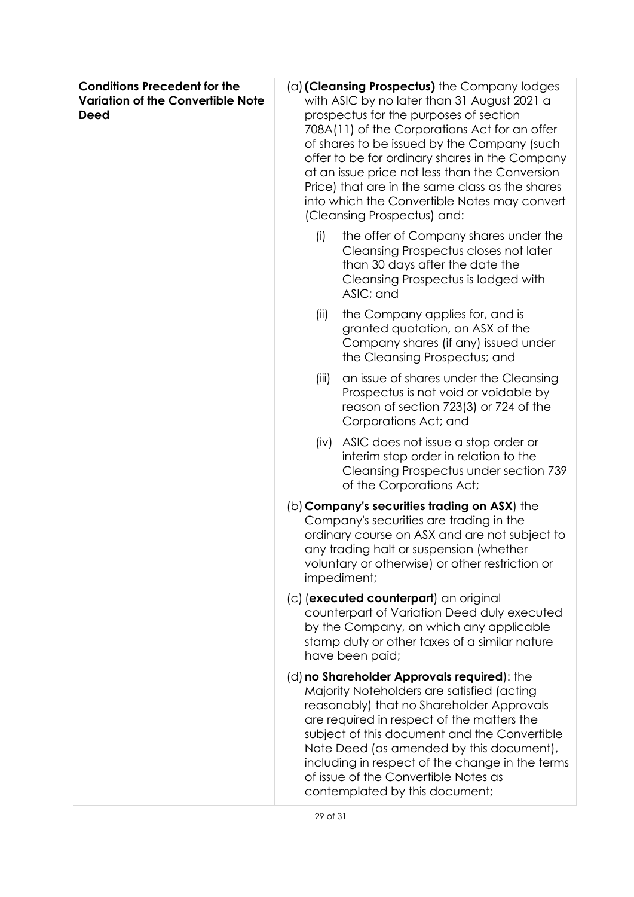| **Conditions Precedent for the Variation of the Convertible Note Deed** | (a) **(Cleansing Prospectus)** the Company lodges with ASIC by no later than 31 August 2021 a prospectus for the purposes of section 708A(11) of the Corporations Act for an offer of shares to be issued by the Company (such offer to be for ordinary shares in the Company at an issue price not less than the Conversion Price) that are in the same class as the shares into which the Convertible Notes may convert (Cleansing Prospectus) and:<br><br>(i) the offer of Company shares under the Cleansing Prospectus closes not later than 30 days after the date the Cleansing Prospectus is lodged with ASIC; and<br><br>(ii) the Company applies for, and is granted quotation, on ASX of the Company shares (if any) issued under the Cleansing Prospectus; and<br><br>(iii) an issue of shares under the Cleansing Prospectus is not void or voidable by reason of section 723(3) or 724 of the Corporations Act; and<br><br>(iv) ASIC does not issue a stop order or interim stop order in relation to the Cleansing Prospectus under section 739 of the Corporations Act;<br><br>(b) **Company's securities trading on ASX**) the Company's securities are trading in the ordinary course on ASX and are not subject to any trading halt or suspension (whether voluntary or otherwise) or other restriction or impediment;<br><br>(c) (**executed counterpart**) an original counterpart of Variation Deed duly executed by the Company, on which any applicable stamp duty or other taxes of a similar nature have been paid;<br><br>(d) **no Shareholder Approvals required**): the Majority Noteholders are satisfied (acting reasonably) that no Shareholder Approvals are required in respect of the matters the subject of this document and the Convertible Note Deed (as amended by this document), including in respect of the change in the terms of issue of the Convertible Notes as contemplated by this document; |
|---|---|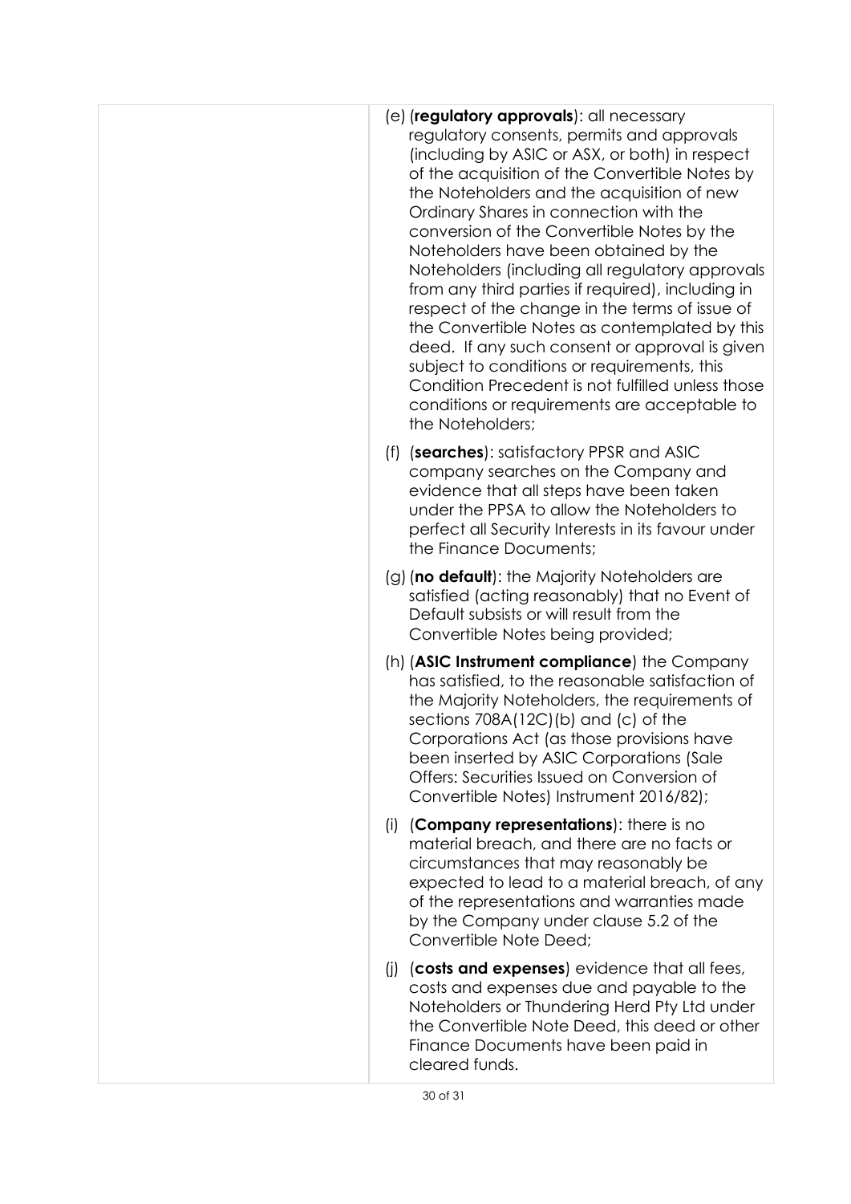| | (e) (**regulatory approvals**): all necessary regulatory consents, permits and approvals (including by ASIC or ASX, or both) in respect of the acquisition of the Convertible Notes by the Noteholders and the acquisition of new Ordinary Shares in connection with the conversion of the Convertible Notes by the Noteholders have been obtained by the Noteholders (including all regulatory approvals from any third parties if required), including in respect of the change in the terms of issue of the Convertible Notes as contemplated by this deed. If any such consent or approval is given subject to conditions or requirements, this Condition Precedent is not fulfilled unless those conditions or requirements are acceptable to the Noteholders;<br><br>(f) (**searches**): satisfactory PPSR and ASIC company searches on the Company and evidence that all steps have been taken under the PPSA to allow the Noteholders to perfect all Security Interests in its favour under the Finance Documents;<br><br>(g) (**no default**): the Majority Noteholders are satisfied (acting reasonably) that no Event of Default subsists or will result from the Convertible Notes being provided;<br><br>(h) (**ASIC Instrument compliance**) the Company has satisfied, to the reasonable satisfaction of the Majority Noteholders, the requirements of sections 708A(12C)(b) and (c) of the Corporations Act (as those provisions have been inserted by ASIC Corporations (Sale Offers: Securities Issued on Conversion of Convertible Notes) Instrument 2016/82);<br><br>(i) (**Company representations**): there is no material breach, and there are no facts or circumstances that may reasonably be expected to lead to a material breach, of any of the representations and warranties made by the Company under clause 5.2 of the Convertible Note Deed;<br><br>(j) (**costs and expenses**) evidence that all fees, costs and expenses due and payable to the Noteholders or Thundering Herd Pty Ltd under the Convertible Note Deed, this deed or other Finance Documents have been paid in cleared funds. |
|---|---|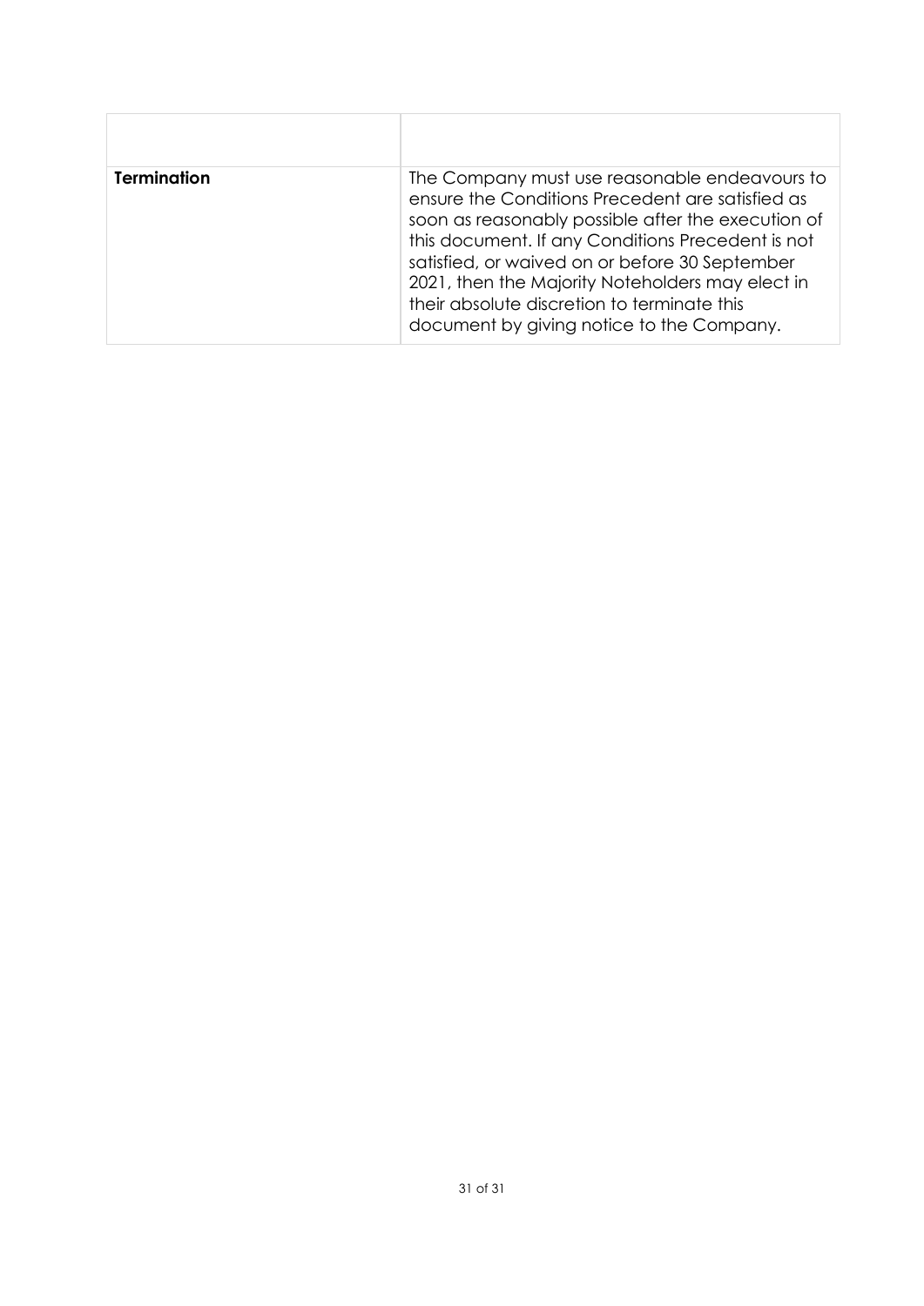| | |
|---|---|
| **Termination** | The Company must use reasonable endeavours to ensure the Conditions Precedent are satisfied as soon as reasonably possible after the execution of this document. If any Conditions Precedent is not satisfied, or waived on or before 30 September 2021, then the Majority Noteholders may elect in their absolute discretion to terminate this document by giving notice to the Company. |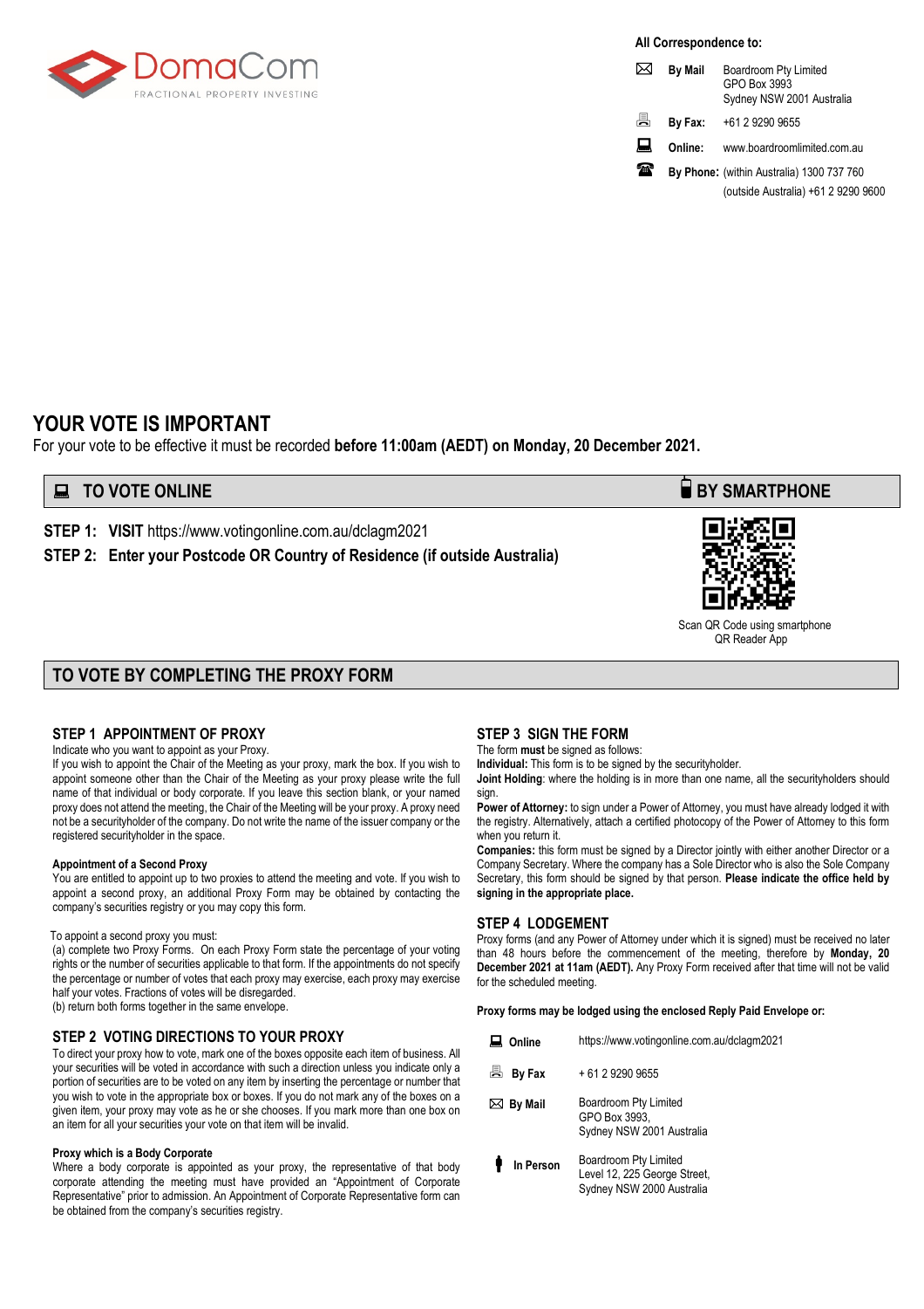DomaCom
FRACTIONAL PROPERTY INVESTING

**All Correspondence to:**

| | |
|---|---|
| **By Mail** | Boardroom Pty Limited<br>GPO Box 3993<br>Sydney NSW 2001 Australia |
| **By Fax:** | +61 2 9290 9655 |
| **Online:** | www.boardroomlimited.com.au |
| **By Phone:** | (within Australia) 1300 737 760<br>(outside Australia) +61 2 9290 9600 |

# YOUR VOTE IS IMPORTANT

For your vote to be effective it must be recorded **before 11:00am (AEDT) on Monday, 20 December 2021.**

## TO VOTE ONLINE

**STEP 1: VISIT** https://www.votingonline.com.au/dclagm2021

**STEP 2: Enter your Postcode OR Country of Residence (if outside Australia)**

## BY SMARTPHONE

Scan QR Code using smartphone QR Reader App

## TO VOTE BY COMPLETING THE PROXY FORM

### STEP 1 APPOINTMENT OF PROXY

Indicate who you want to appoint as your Proxy.

If you wish to appoint the Chair of the Meeting as your proxy, mark the box. If you wish to appoint someone other than the Chair of the Meeting as your proxy please write the full name of that individual or body corporate. If you leave this section blank, or your named proxy does not attend the meeting, the Chair of the Meeting will be your proxy. A proxy need not be a securityholder of the company. Do not write the name of the issuer company or the registered securityholder in the space.

**Appointment of a Second Proxy**

You are entitled to appoint up to two proxies to attend the meeting and vote. If you wish to appoint a second proxy, an additional Proxy Form may be obtained by contacting the company's securities registry or you may copy this form.

To appoint a second proxy you must:

(a) complete two Proxy Forms. On each Proxy Form state the percentage of your voting rights or the number of securities applicable to that form. If the appointments do not specify the percentage or number of votes that each proxy may exercise, each proxy may exercise half your votes. Fractions of votes will be disregarded.

(b) return both forms together in the same envelope.

### STEP 2 VOTING DIRECTIONS TO YOUR PROXY

To direct your proxy how to vote, mark one of the boxes opposite each item of business. All your securities will be voted in accordance with such a direction unless you indicate only a portion of securities are to be voted on any item by inserting the percentage or number that you wish to vote in the appropriate box or boxes. If you do not mark any of the boxes on a given item, your proxy may vote as he or she chooses. If you mark more than one box on an item for all your securities your vote on that item will be invalid.

**Proxy which is a Body Corporate**

Where a body corporate is appointed as your proxy, the representative of that body corporate attending the meeting must have provided an "Appointment of Corporate Representative" prior to admission. An Appointment of Corporate Representative form can be obtained from the company's securities registry.

### STEP 3 SIGN THE FORM

The form **must** be signed as follows:

**Individual:** This form is to be signed by the securityholder.

**Joint Holding**: where the holding is in more than one name, all the securityholders should sign.

**Power of Attorney:** to sign under a Power of Attorney, you must have already lodged it with the registry. Alternatively, attach a certified photocopy of the Power of Attorney to this form when you return it.

**Companies:** this form must be signed by a Director jointly with either another Director or a Company Secretary. Where the company has a Sole Director who is also the Sole Company Secretary, this form should be signed by that person. **Please indicate the office held by signing in the appropriate place.**

### STEP 4 LODGEMENT

Proxy forms (and any Power of Attorney under which it is signed) must be received no later than 48 hours before the commencement of the meeting, therefore by **Monday, 20 December 2021 at 11am (AEDT).** Any Proxy Form received after that time will not be valid for the scheduled meeting.

**Proxy forms may be lodged using the enclosed Reply Paid Envelope or:**

| | |
|---|---|
| **Online** | https://www.votingonline.com.au/dclagm2021 |
| **By Fax** | + 61 2 9290 9655 |
| **By Mail** | Boardroom Pty Limited<br>GPO Box 3993,<br>Sydney NSW 2001 Australia |
| **In Person** | Boardroom Pty Limited<br>Level 12, 225 George Street,<br>Sydney NSW 2000 Australia |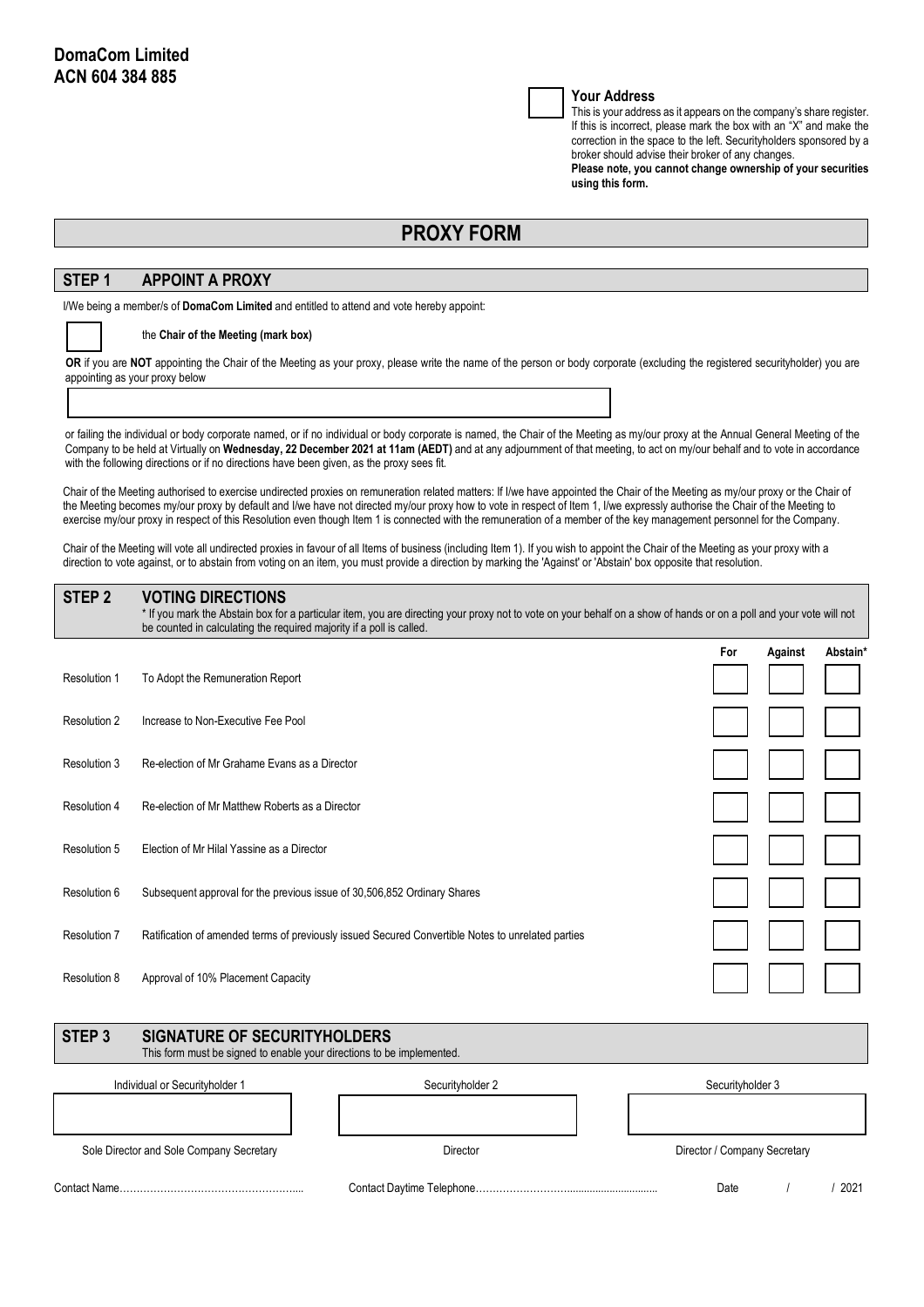**DomaCom Limited**
**ACN 604 384 885**

**Your Address**
This is your address as it appears on the company's share register. If this is incorrect, please mark the box with an "X" and make the correction in the space to the left. Securityholders sponsored by a broker should advise their broker of any changes.
**Please note, you cannot change ownership of your securities using this form.**

# PROXY FORM

## STEP 1 APPOINT A PROXY

I/We being a member/s of **DomaCom Limited** and entitled to attend and vote hereby appoint:

☐ the **Chair of the Meeting (mark box)**

**OR** if you are **NOT** appointing the Chair of the Meeting as your proxy, please write the name of the person or body corporate (excluding the registered securityholder) you are appointing as your proxy below

or failing the individual or body corporate named, or if no individual or body corporate is named, the Chair of the Meeting as my/our proxy at the Annual General Meeting of the Company to be held at Virtually on **Wednesday, 22 December 2021 at 11am (AEDT)** and at any adjournment of that meeting, to act on my/our behalf and to vote in accordance with the following directions or if no directions have been given, as the proxy sees fit.

Chair of the Meeting authorised to exercise undirected proxies on remuneration related matters: If I/we have appointed the Chair of the Meeting as my/our proxy or the Chair of the Meeting becomes my/our proxy by default and I/we have not directed my/our proxy how to vote in respect of Item 1, I/we expressly authorise the Chair of the Meeting to exercise my/our proxy in respect of this Resolution even though Item 1 is connected with the remuneration of a member of the key management personnel for the Company.

Chair of the Meeting will vote all undirected proxies in favour of all Items of business (including Item 1). If you wish to appoint the Chair of the Meeting as your proxy with a direction to vote against, or to abstain from voting on an item, you must provide a direction by marking the 'Against' or 'Abstain' box opposite that resolution.

## STEP 2 VOTING DIRECTIONS

\* If you mark the Abstain box for a particular item, you are directing your proxy not to vote on your behalf on a show of hands or on a poll and your vote will not be counted in calculating the required majority if a poll is called.

| | | For | Against | Abstain* |
|---|---|---|---|---|
| Resolution 1 | To Adopt the Remuneration Report | ☐ | ☐ | ☐ |
| Resolution 2 | Increase to Non-Executive Fee Pool | ☐ | ☐ | ☐ |
| Resolution 3 | Re-election of Mr Grahame Evans as a Director | ☐ | ☐ | ☐ |
| Resolution 4 | Re-election of Mr Matthew Roberts as a Director | ☐ | ☐ | ☐ |
| Resolution 5 | Election of Mr Hilal Yassine as a Director | ☐ | ☐ | ☐ |
| Resolution 6 | Subsequent approval for the previous issue of 30,506,852 Ordinary Shares | ☐ | ☐ | ☐ |
| Resolution 7 | Ratification of amended terms of previously issued Secured Convertible Notes to unrelated parties | ☐ | ☐ | ☐ |
| Resolution 8 | Approval of 10% Placement Capacity | ☐ | ☐ | ☐ |

## STEP 3 SIGNATURE OF SECURITYHOLDERS

This form must be signed to enable your directions to be implemented.

| Individual or Securityholder 1 | Securityholder 2 | Securityholder 3 |
|---|---|---|
| | | |
| Sole Director and Sole Company Secretary | Director | Director / Company Secretary |

Contact Name…………………………………………….... Contact Daytime Telephone……………………….............................. Date / / 2021